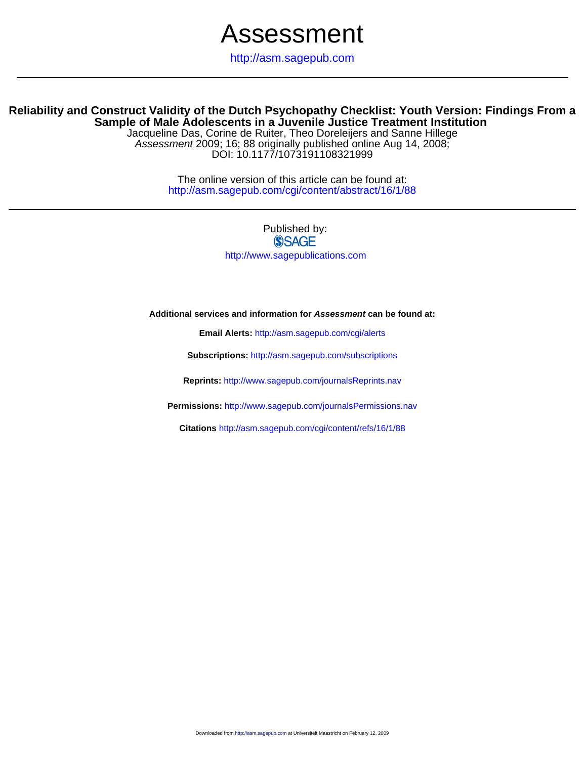# Assessment

http://asm.sagepub.com

## Reliability and Construct Validity of the Dutch Psychopathy Checklist: Youth Version: Findings From a Sample of Male Adolescents in a Juvenile Justice Treatment Institution

Jacqueline Das, Corine de Ruiter, Theo Doreleijers and Sanne Hillege

*Assessment* 2009; 16; 88 originally published online Aug 14, 2008;

DOI: 10.1177/1073191108321999

The online version of this article can be found at:
http://asm.sagepub.com/cgi/content/abstract/16/1/88

Published by:
SAGE
http://www.sagepublications.com

**Additional services and information for *Assessment* can be found at:**

**Email Alerts:** http://asm.sagepub.com/cgi/alerts

**Subscriptions:** http://asm.sagepub.com/subscriptions

**Reprints:** http://www.sagepub.com/journalsReprints.nav

**Permissions:** http://www.sagepub.com/journalsPermissions.nav

**Citations** http://asm.sagepub.com/cgi/content/refs/16/1/88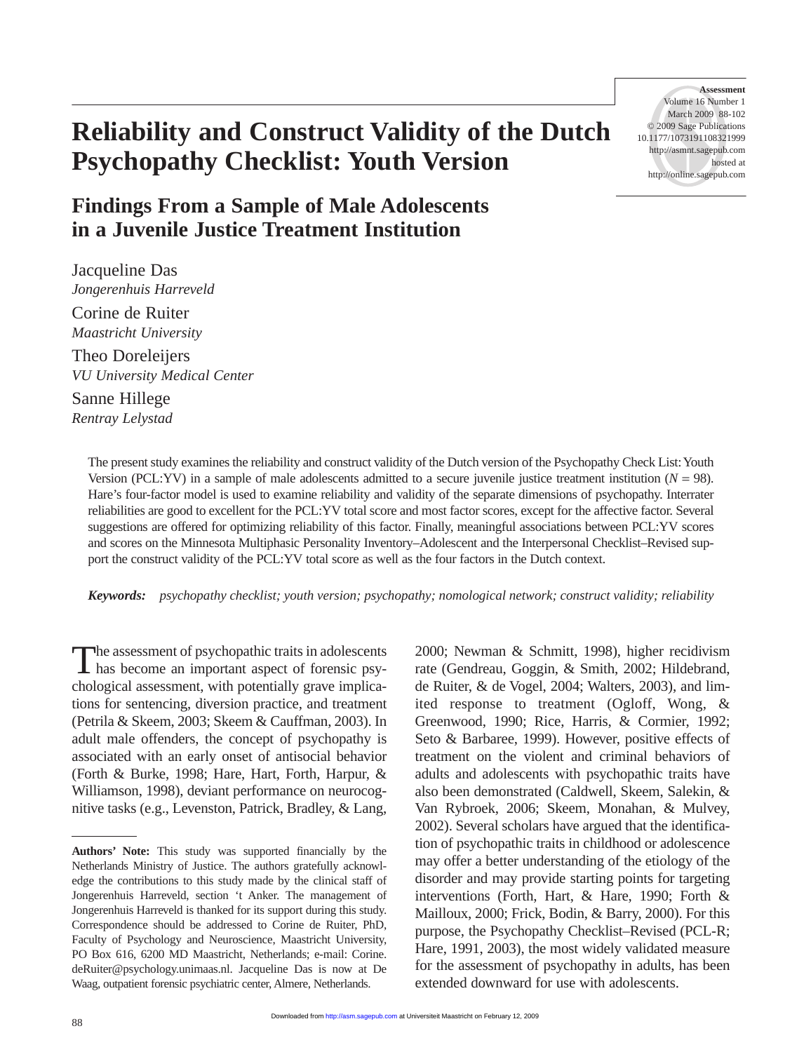# Reliability and Construct Validity of the Dutch Psychopathy Checklist: Youth Version

## Findings From a Sample of Male Adolescents in a Juvenile Justice Treatment Institution

Jacqueline Das
*Jongerenhuis Harreveld*

Corine de Ruiter
*Maastricht University*

Theo Doreleijers
*VU University Medical Center*

Sanne Hillege
*Rentray Lelystad*

The present study examines the reliability and construct validity of the Dutch version of the Psychopathy Check List: Youth Version (PCL:YV) in a sample of male adolescents admitted to a secure juvenile justice treatment institution ($N = 98$). Hare's four-factor model is used to examine reliability and validity of the separate dimensions of psychopathy. Interrater reliabilities are good to excellent for the PCL:YV total score and most factor scores, except for the affective factor. Several suggestions are offered for optimizing reliability of this factor. Finally, meaningful associations between PCL:YV scores and scores on the Minnesota Multiphasic Personality Inventory–Adolescent and the Interpersonal Checklist–Revised support the construct validity of the PCL:YV total score as well as the four factors in the Dutch context.

***Keywords:*** *psychopathy checklist; youth version; psychopathy; nomological network; construct validity; reliability*

The assessment of psychopathic traits in adolescents has become an important aspect of forensic psychological assessment, with potentially grave implications for sentencing, diversion practice, and treatment (Petrila & Skeem, 2003; Skeem & Cauffman, 2003). In adult male offenders, the concept of psychopathy is associated with an early onset of antisocial behavior (Forth & Burke, 1998; Hare, Hart, Forth, Harpur, & Williamson, 1998), deviant performance on neurocognitive tasks (e.g., Levenston, Patrick, Bradley, & Lang, 2000; Newman & Schmitt, 1998), higher recidivism rate (Gendreau, Goggin, & Smith, 2002; Hildebrand, de Ruiter, & de Vogel, 2004; Walters, 2003), and limited response to treatment (Ogloff, Wong, & Greenwood, 1990; Rice, Harris, & Cormier, 1992; Seto & Barbaree, 1999). However, positive effects of treatment on the violent and criminal behaviors of adults and adolescents with psychopathic traits have also been demonstrated (Caldwell, Skeem, Salekin, & Van Rybroek, 2006; Skeem, Monahan, & Mulvey, 2002). Several scholars have argued that the identification of psychopathic traits in childhood or adolescence may offer a better understanding of the etiology of the disorder and may provide starting points for targeting interventions (Forth, Hart, & Hare, 1990; Forth & Mailloux, 2000; Frick, Bodin, & Barry, 2000). For this purpose, the Psychopathy Checklist–Revised (PCL-R; Hare, 1991, 2003), the most widely validated measure for the assessment of psychopathy in adults, has been extended downward for use with adolescents.

---

**Authors' Note:** This study was supported financially by the Netherlands Ministry of Justice. The authors gratefully acknowledge the contributions to this study made by the clinical staff of Jongerenhuis Harreveld, section 't Anker. The management of Jongerenhuis Harreveld is thanked for its support during this study. Correspondence should be addressed to Corine de Ruiter, PhD, Faculty of Psychology and Neuroscience, Maastricht University, PO Box 616, 6200 MD Maastricht, Netherlands; e-mail: Corine.deRuiter@psychology.unimaas.nl. Jacqueline Das is now at De Waag, outpatient forensic psychiatric center, Almere, Netherlands.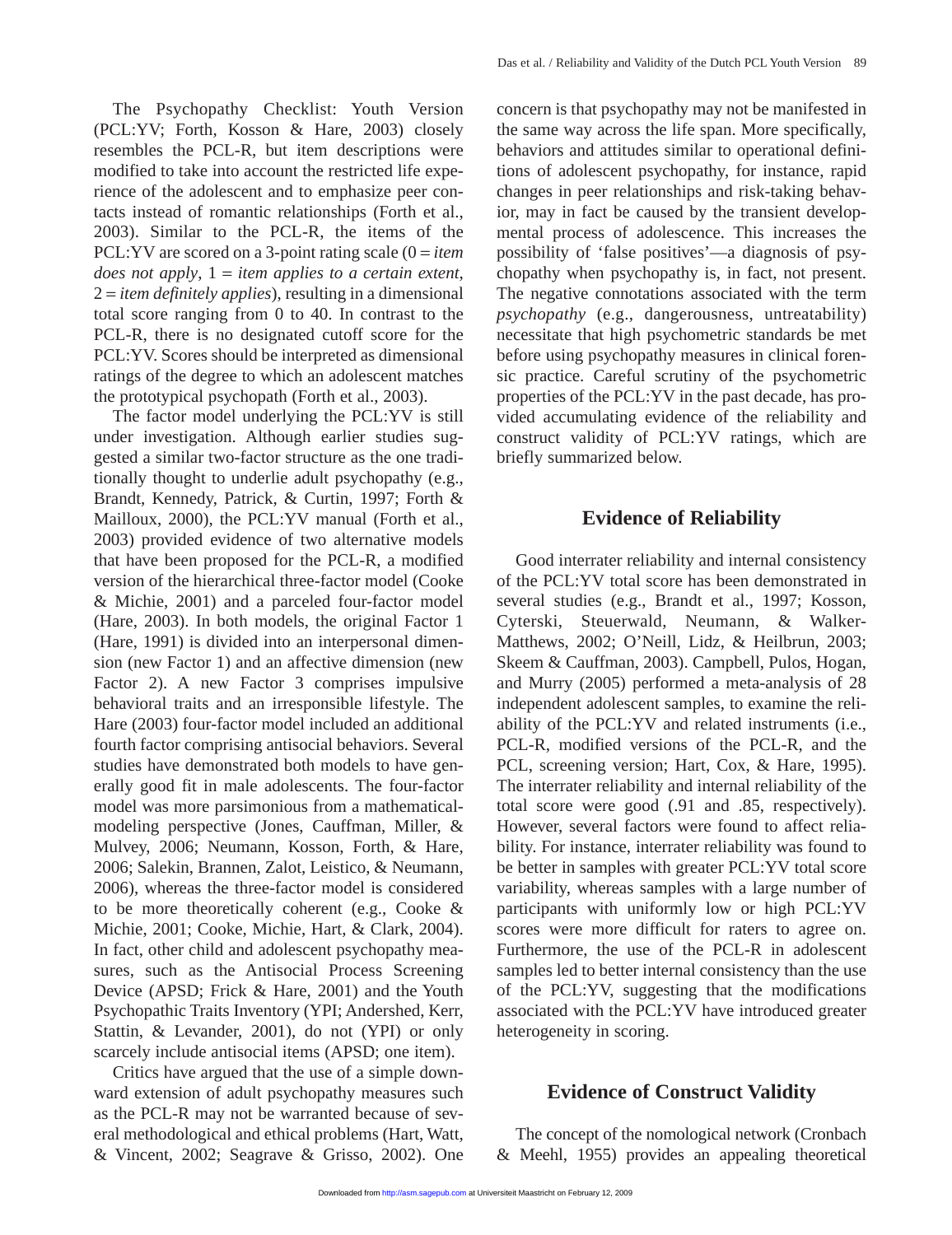The Psychopathy Checklist: Youth Version (PCL:YV; Forth, Kosson & Hare, 2003) closely resembles the PCL-R, but item descriptions were modified to take into account the restricted life experience of the adolescent and to emphasize peer contacts instead of romantic relationships (Forth et al., 2003). Similar to the PCL-R, the items of the PCL:YV are scored on a 3-point rating scale (0 = *item does not apply*, 1 = *item applies to a certain extent*, 2 = *item definitely applies*), resulting in a dimensional total score ranging from 0 to 40. In contrast to the PCL-R, there is no designated cutoff score for the PCL:YV. Scores should be interpreted as dimensional ratings of the degree to which an adolescent matches the prototypical psychopath (Forth et al., 2003).

The factor model underlying the PCL:YV is still under investigation. Although earlier studies suggested a similar two-factor structure as the one traditionally thought to underlie adult psychopathy (e.g., Brandt, Kennedy, Patrick, & Curtin, 1997; Forth & Mailloux, 2000), the PCL:YV manual (Forth et al., 2003) provided evidence of two alternative models that have been proposed for the PCL-R, a modified version of the hierarchical three-factor model (Cooke & Michie, 2001) and a parceled four-factor model (Hare, 2003). In both models, the original Factor 1 (Hare, 1991) is divided into an interpersonal dimension (new Factor 1) and an affective dimension (new Factor 2). A new Factor 3 comprises impulsive behavioral traits and an irresponsible lifestyle. The Hare (2003) four-factor model included an additional fourth factor comprising antisocial behaviors. Several studies have demonstrated both models to have generally good fit in male adolescents. The four-factor model was more parsimonious from a mathematical-modeling perspective (Jones, Cauffman, Miller, & Mulvey, 2006; Neumann, Kosson, Forth, & Hare, 2006; Salekin, Brannen, Zalot, Leistico, & Neumann, 2006), whereas the three-factor model is considered to be more theoretically coherent (e.g., Cooke & Michie, 2001; Cooke, Michie, Hart, & Clark, 2004). In fact, other child and adolescent psychopathy measures, such as the Antisocial Process Screening Device (APSD; Frick & Hare, 2001) and the Youth Psychopathic Traits Inventory (YPI; Andershed, Kerr, Stattin, & Levander, 2001), do not (YPI) or only scarcely include antisocial items (APSD; one item).

Critics have argued that the use of a simple downward extension of adult psychopathy measures such as the PCL-R may not be warranted because of several methodological and ethical problems (Hart, Watt, & Vincent, 2002; Seagrave & Grisso, 2002). One concern is that psychopathy may not be manifested in the same way across the life span. More specifically, behaviors and attitudes similar to operational definitions of adolescent psychopathy, for instance, rapid changes in peer relationships and risk-taking behavior, may in fact be caused by the transient developmental process of adolescence. This increases the possibility of 'false positives'—a diagnosis of psychopathy when psychopathy is, in fact, not present. The negative connotations associated with the term *psychopathy* (e.g., dangerousness, untreatability) necessitate that high psychometric standards be met before using psychopathy measures in clinical forensic practice. Careful scrutiny of the psychometric properties of the PCL:YV in the past decade, has provided accumulating evidence of the reliability and construct validity of PCL:YV ratings, which are briefly summarized below.

## Evidence of Reliability

Good interrater reliability and internal consistency of the PCL:YV total score has been demonstrated in several studies (e.g., Brandt et al., 1997; Kosson, Cyterski, Steuerwald, Neumann, & Walker-Matthews, 2002; O'Neill, Lidz, & Heilbrun, 2003; Skeem & Cauffman, 2003). Campbell, Pulos, Hogan, and Murry (2005) performed a meta-analysis of 28 independent adolescent samples, to examine the reliability of the PCL:YV and related instruments (i.e., PCL-R, modified versions of the PCL-R, and the PCL, screening version; Hart, Cox, & Hare, 1995). The interrater reliability and internal reliability of the total score were good (.91 and .85, respectively). However, several factors were found to affect reliability. For instance, interrater reliability was found to be better in samples with greater PCL:YV total score variability, whereas samples with a large number of participants with uniformly low or high PCL:YV scores were more difficult for raters to agree on. Furthermore, the use of the PCL-R in adolescent samples led to better internal consistency than the use of the PCL:YV, suggesting that the modifications associated with the PCL:YV have introduced greater heterogeneity in scoring.

## Evidence of Construct Validity

The concept of the nomological network (Cronbach & Meehl, 1955) provides an appealing theoretical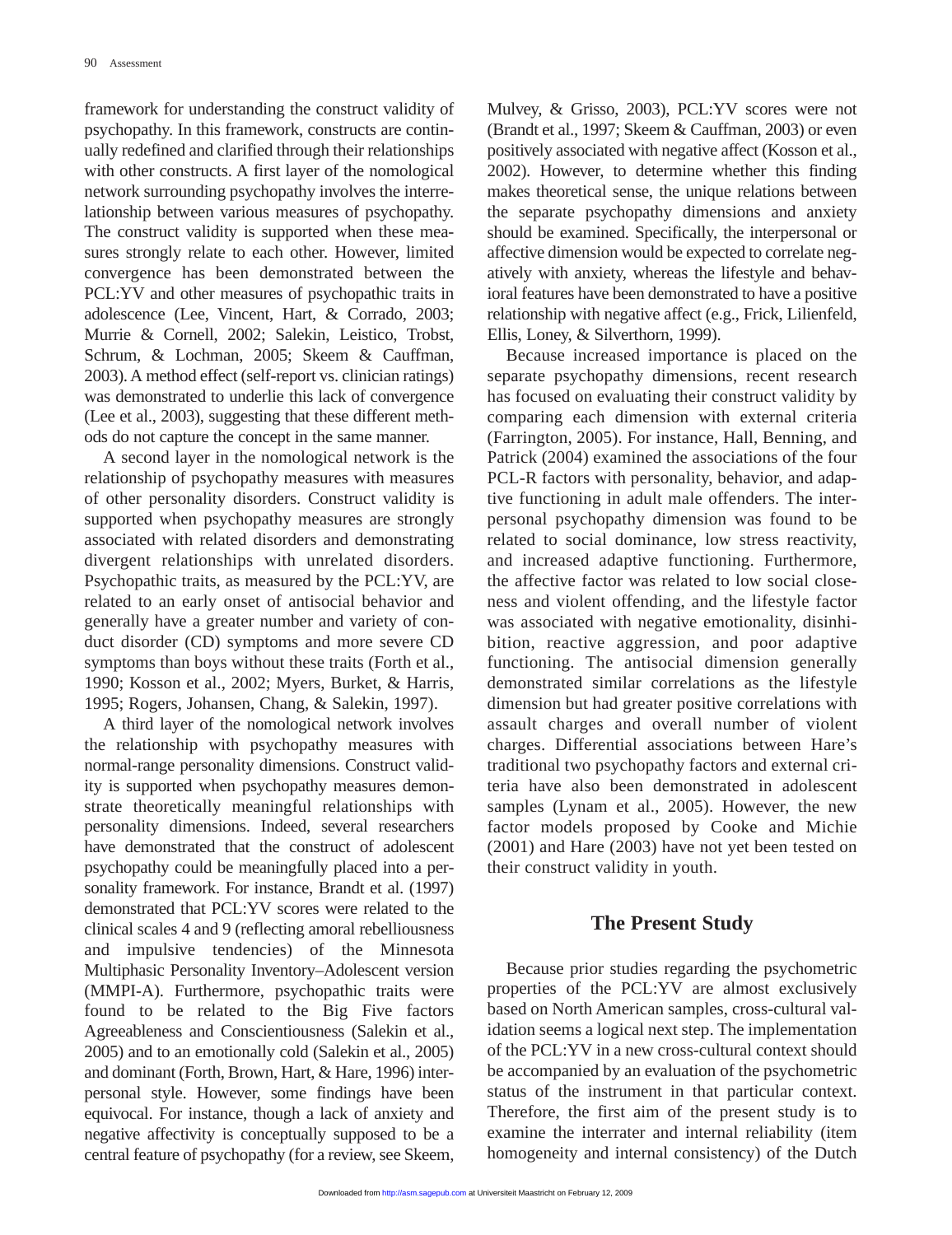framework for understanding the construct validity of psychopathy. In this framework, constructs are continually redefined and clarified through their relationships with other constructs. A first layer of the nomological network surrounding psychopathy involves the interrelationship between various measures of psychopathy. The construct validity is supported when these measures strongly relate to each other. However, limited convergence has been demonstrated between the PCL:YV and other measures of psychopathic traits in adolescence (Lee, Vincent, Hart, & Corrado, 2003; Murrie & Cornell, 2002; Salekin, Leistico, Trobst, Schrum, & Lochman, 2005; Skeem & Cauffman, 2003). A method effect (self-report vs. clinician ratings) was demonstrated to underlie this lack of convergence (Lee et al., 2003), suggesting that these different methods do not capture the concept in the same manner.

A second layer in the nomological network is the relationship of psychopathy measures with measures of other personality disorders. Construct validity is supported when psychopathy measures are strongly associated with related disorders and demonstrating divergent relationships with unrelated disorders. Psychopathic traits, as measured by the PCL:YV, are related to an early onset of antisocial behavior and generally have a greater number and variety of conduct disorder (CD) symptoms and more severe CD symptoms than boys without these traits (Forth et al., 1990; Kosson et al., 2002; Myers, Burket, & Harris, 1995; Rogers, Johansen, Chang, & Salekin, 1997).

A third layer of the nomological network involves the relationship with psychopathy measures with normal-range personality dimensions. Construct validity is supported when psychopathy measures demonstrate theoretically meaningful relationships with personality dimensions. Indeed, several researchers have demonstrated that the construct of adolescent psychopathy could be meaningfully placed into a personality framework. For instance, Brandt et al. (1997) demonstrated that PCL:YV scores were related to the clinical scales 4 and 9 (reflecting amoral rebelliousness and impulsive tendencies) of the Minnesota Multiphasic Personality Inventory–Adolescent version (MMPI-A). Furthermore, psychopathic traits were found to be related to the Big Five factors Agreeableness and Conscientiousness (Salekin et al., 2005) and to an emotionally cold (Salekin et al., 2005) and dominant (Forth, Brown, Hart, & Hare, 1996) interpersonal style. However, some findings have been equivocal. For instance, though a lack of anxiety and negative affectivity is conceptually supposed to be a central feature of psychopathy (for a review, see Skeem, Mulvey, & Grisso, 2003), PCL:YV scores were not (Brandt et al., 1997; Skeem & Cauffman, 2003) or even positively associated with negative affect (Kosson et al., 2002). However, to determine whether this finding makes theoretical sense, the unique relations between the separate psychopathy dimensions and anxiety should be examined. Specifically, the interpersonal or affective dimension would be expected to correlate negatively with anxiety, whereas the lifestyle and behavioral features have been demonstrated to have a positive relationship with negative affect (e.g., Frick, Lilienfeld, Ellis, Loney, & Silverthorn, 1999).

Because increased importance is placed on the separate psychopathy dimensions, recent research has focused on evaluating their construct validity by comparing each dimension with external criteria (Farrington, 2005). For instance, Hall, Benning, and Patrick (2004) examined the associations of the four PCL-R factors with personality, behavior, and adaptive functioning in adult male offenders. The interpersonal psychopathy dimension was found to be related to social dominance, low stress reactivity, and increased adaptive functioning. Furthermore, the affective factor was related to low social closeness and violent offending, and the lifestyle factor was associated with negative emotionality, disinhibition, reactive aggression, and poor adaptive functioning. The antisocial dimension generally demonstrated similar correlations as the lifestyle dimension but had greater positive correlations with assault charges and overall number of violent charges. Differential associations between Hare's traditional two psychopathy factors and external criteria have also been demonstrated in adolescent samples (Lynam et al., 2005). However, the new factor models proposed by Cooke and Michie (2001) and Hare (2003) have not yet been tested on their construct validity in youth.

## The Present Study

Because prior studies regarding the psychometric properties of the PCL:YV are almost exclusively based on North American samples, cross-cultural validation seems a logical next step. The implementation of the PCL:YV in a new cross-cultural context should be accompanied by an evaluation of the psychometric status of the instrument in that particular context. Therefore, the first aim of the present study is to examine the interrater and internal reliability (item homogeneity and internal consistency) of the Dutch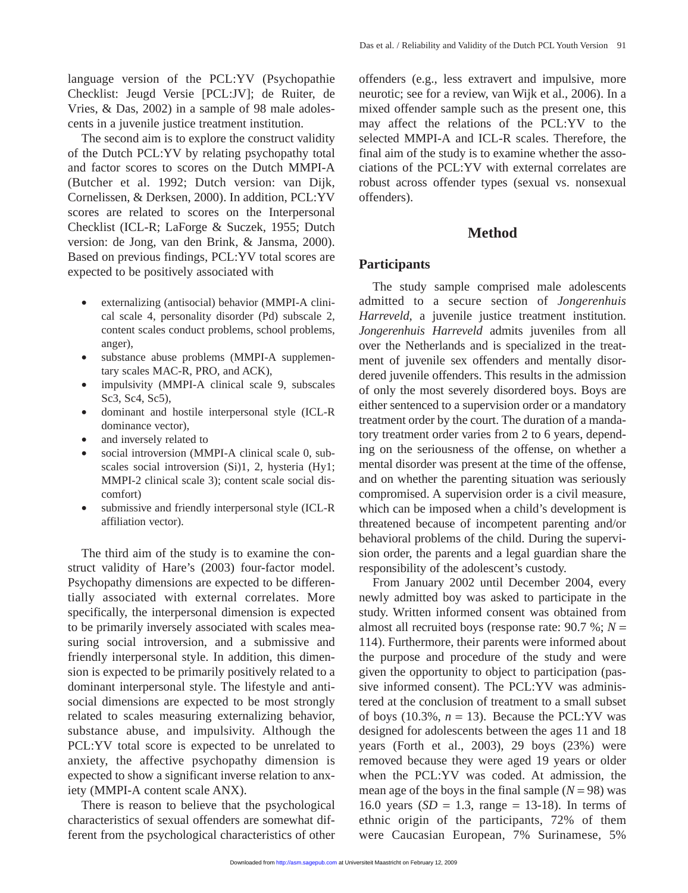language version of the PCL:YV (Psychopathie Checklist: Jeugd Versie [PCL:JV]; de Ruiter, de Vries, & Das, 2002) in a sample of 98 male adolescents in a juvenile justice treatment institution.

The second aim is to explore the construct validity of the Dutch PCL:YV by relating psychopathy total and factor scores to scores on the Dutch MMPI-A (Butcher et al. 1992; Dutch version: van Dijk, Cornelissen, & Derksen, 2000). In addition, PCL:YV scores are related to scores on the Interpersonal Checklist (ICL-R; LaForge & Suczek, 1955; Dutch version: de Jong, van den Brink, & Jansma, 2000). Based on previous findings, PCL:YV total scores are expected to be positively associated with

- externalizing (antisocial) behavior (MMPI-A clinical scale 4, personality disorder (Pd) subscale 2, content scales conduct problems, school problems, anger),
- substance abuse problems (MMPI-A supplementary scales MAC-R, PRO, and ACK),
- impulsivity (MMPI-A clinical scale 9, subscales Sc3, Sc4, Sc5),
- dominant and hostile interpersonal style (ICL-R dominance vector),
- and inversely related to
- social introversion (MMPI-A clinical scale 0, subscales social introversion (Si)1, 2, hysteria (Hy1; MMPI-2 clinical scale 3); content scale social discomfort)
- submissive and friendly interpersonal style (ICL-R affiliation vector).

The third aim of the study is to examine the construct validity of Hare's (2003) four-factor model. Psychopathy dimensions are expected to be differentially associated with external correlates. More specifically, the interpersonal dimension is expected to be primarily inversely associated with scales measuring social introversion, and a submissive and friendly interpersonal style. In addition, this dimension is expected to be primarily positively related to a dominant interpersonal style. The lifestyle and antisocial dimensions are expected to be most strongly related to scales measuring externalizing behavior, substance abuse, and impulsivity. Although the PCL:YV total score is expected to be unrelated to anxiety, the affective psychopathy dimension is expected to show a significant inverse relation to anxiety (MMPI-A content scale ANX).

There is reason to believe that the psychological characteristics of sexual offenders are somewhat different from the psychological characteristics of other offenders (e.g., less extravert and impulsive, more neurotic; see for a review, van Wijk et al., 2006). In a mixed offender sample such as the present one, this may affect the relations of the PCL:YV to the selected MMPI-A and ICL-R scales. Therefore, the final aim of the study is to examine whether the associations of the PCL:YV with external correlates are robust across offender types (sexual vs. nonsexual offenders).

# Method

## Participants

The study sample comprised male adolescents admitted to a secure section of *Jongerenhuis Harreveld*, a juvenile justice treatment institution. *Jongerenhuis Harreveld* admits juveniles from all over the Netherlands and is specialized in the treatment of juvenile sex offenders and mentally disordered juvenile offenders. This results in the admission of only the most severely disordered boys. Boys are either sentenced to a supervision order or a mandatory treatment order by the court. The duration of a mandatory treatment order varies from 2 to 6 years, depending on the seriousness of the offense, on whether a mental disorder was present at the time of the offense, and on whether the parenting situation was seriously compromised. A supervision order is a civil measure, which can be imposed when a child's development is threatened because of incompetent parenting and/or behavioral problems of the child. During the supervision order, the parents and a legal guardian share the responsibility of the adolescent's custody.

From January 2002 until December 2004, every newly admitted boy was asked to participate in the study. Written informed consent was obtained from almost all recruited boys (response rate: 90.7 %; $N$ = 114). Furthermore, their parents were informed about the purpose and procedure of the study and were given the opportunity to object to participation (passive informed consent). The PCL:YV was administered at the conclusion of treatment to a small subset of boys (10.3%, $n$ = 13). Because the PCL:YV was designed for adolescents between the ages 11 and 18 years (Forth et al., 2003), 29 boys (23%) were removed because they were aged 19 years or older when the PCL:YV was coded. At admission, the mean age of the boys in the final sample ($N$ = 98) was 16.0 years ($SD$ = 1.3, range = 13-18). In terms of ethnic origin of the participants, 72% of them were Caucasian European, 7% Surinamese, 5%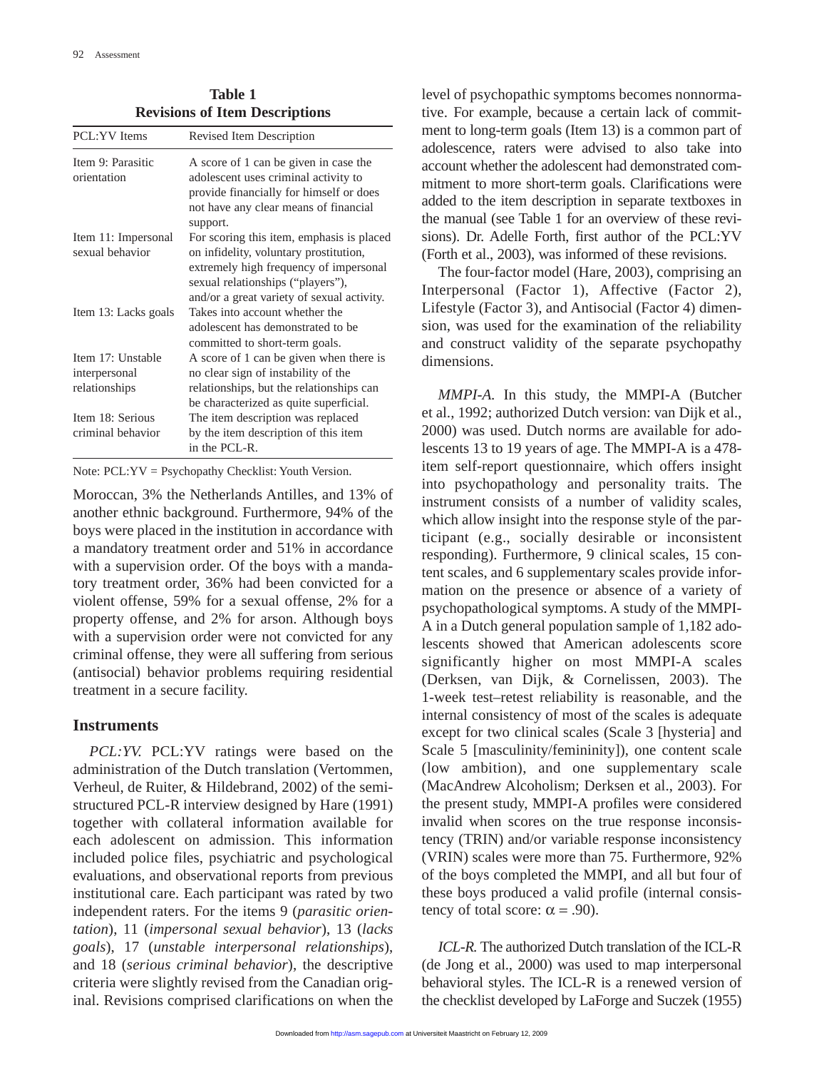**Table 1**
**Revisions of Item Descriptions**

| PCL:YV Items | Revised Item Description |
|---|---|
| Item 9: Parasitic orientation | A score of 1 can be given in case the adolescent uses criminal activity to provide financially for himself or does not have any clear means of financial support. |
| Item 11: Impersonal sexual behavior | For scoring this item, emphasis is placed on infidelity, voluntary prostitution, extremely high frequency of impersonal sexual relationships ("players"), and/or a great variety of sexual activity. |
| Item 13: Lacks goals | Takes into account whether the adolescent has demonstrated to be committed to short-term goals. |
| Item 17: Unstable interpersonal relationships | A score of 1 can be given when there is no clear sign of instability of the relationships, but the relationships can be characterized as quite superficial. |
| Item 18: Serious criminal behavior | The item description was replaced by the item description of this item in the PCL-R. |

Note: PCL:YV = Psychopathy Checklist: Youth Version.

Moroccan, 3% the Netherlands Antilles, and 13% of another ethnic background. Furthermore, 94% of the boys were placed in the institution in accordance with a mandatory treatment order and 51% in accordance with a supervision order. Of the boys with a mandatory treatment order, 36% had been convicted for a violent offense, 59% for a sexual offense, 2% for a property offense, and 2% for arson. Although boys with a supervision order were not convicted for any criminal offense, they were all suffering from serious (antisocial) behavior problems requiring residential treatment in a secure facility.

## Instruments

*PCL:YV.* PCL:YV ratings were based on the administration of the Dutch translation (Vertommen, Verheul, de Ruiter, & Hildebrand, 2002) of the semistructured PCL-R interview designed by Hare (1991) together with collateral information available for each adolescent on admission. This information included police files, psychiatric and psychological evaluations, and observational reports from previous institutional care. Each participant was rated by two independent raters. For the items 9 (*parasitic orientation*), 11 (*impersonal sexual behavior*), 13 (*lacks goals*), 17 (*unstable interpersonal relationships*), and 18 (*serious criminal behavior*), the descriptive criteria were slightly revised from the Canadian original. Revisions comprised clarifications on when the level of psychopathic symptoms becomes nonnormative. For example, because a certain lack of commitment to long-term goals (Item 13) is a common part of adolescence, raters were advised to also take into account whether the adolescent had demonstrated commitment to more short-term goals. Clarifications were added to the item description in separate textboxes in the manual (see Table 1 for an overview of these revisions). Dr. Adelle Forth, first author of the PCL:YV (Forth et al., 2003), was informed of these revisions.

The four-factor model (Hare, 2003), comprising an Interpersonal (Factor 1), Affective (Factor 2), Lifestyle (Factor 3), and Antisocial (Factor 4) dimension, was used for the examination of the reliability and construct validity of the separate psychopathy dimensions.

*MMPI-A.* In this study, the MMPI-A (Butcher et al., 1992; authorized Dutch version: van Dijk et al., 2000) was used. Dutch norms are available for adolescents 13 to 19 years of age. The MMPI-A is a 478-item self-report questionnaire, which offers insight into psychopathology and personality traits. The instrument consists of a number of validity scales, which allow insight into the response style of the participant (e.g., socially desirable or inconsistent responding). Furthermore, 9 clinical scales, 15 content scales, and 6 supplementary scales provide information on the presence or absence of a variety of psychopathological symptoms. A study of the MMPI-A in a Dutch general population sample of 1,182 adolescents showed that American adolescents score significantly higher on most MMPI-A scales (Derksen, van Dijk, & Cornelissen, 2003). The 1-week test–retest reliability is reasonable, and the internal consistency of most of the scales is adequate except for two clinical scales (Scale 3 [hysteria] and Scale 5 [masculinity/femininity]), one content scale (low ambition), and one supplementary scale (MacAndrew Alcoholism; Derksen et al., 2003). For the present study, MMPI-A profiles were considered invalid when scores on the true response inconsistency (TRIN) and/or variable response inconsistency (VRIN) scales were more than 75. Furthermore, 92% of the boys completed the MMPI, and all but four of these boys produced a valid profile (internal consistency of total score: $\alpha = .90$).

*ICL-R.* The authorized Dutch translation of the ICL-R (de Jong et al., 2000) was used to map interpersonal behavioral styles. The ICL-R is a renewed version of the checklist developed by LaForge and Suczek (1955)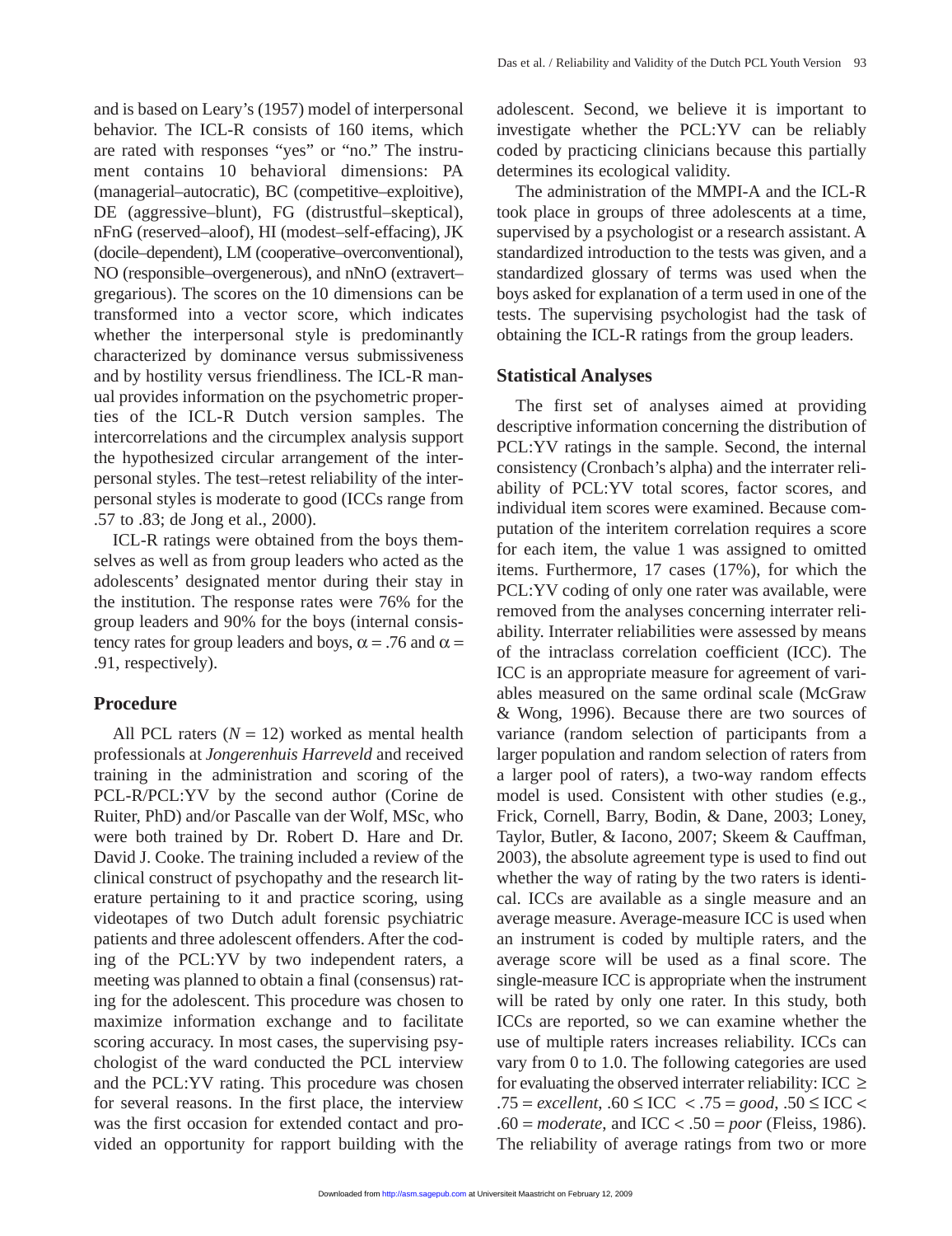and is based on Leary's (1957) model of interpersonal behavior. The ICL-R consists of 160 items, which are rated with responses "yes" or "no." The instrument contains 10 behavioral dimensions: PA (managerial–autocratic), BC (competitive–exploitive), DE (aggressive–blunt), FG (distrustful–skeptical), nFnG (reserved–aloof), HI (modest–self-effacing), JK (docile–dependent), LM (cooperative–overconventional), NO (responsible–overgenerous), and nNnO (extravert–gregarious). The scores on the 10 dimensions can be transformed into a vector score, which indicates whether the interpersonal style is predominantly characterized by dominance versus submissiveness and by hostility versus friendliness. The ICL-R manual provides information on the psychometric properties of the ICL-R Dutch version samples. The intercorrelations and the circumplex analysis support the hypothesized circular arrangement of the interpersonal styles. The test–retest reliability of the interpersonal styles is moderate to good (ICCs range from .57 to .83; de Jong et al., 2000).

ICL-R ratings were obtained from the boys themselves as well as from group leaders who acted as the adolescents' designated mentor during their stay in the institution. The response rates were 76% for the group leaders and 90% for the boys (internal consistency rates for group leaders and boys, $\alpha = .76$ and $\alpha = .91$, respectively).

## Procedure

All PCL raters ($N = 12$) worked as mental health professionals at *Jongerenhuis Harreveld* and received training in the administration and scoring of the PCL-R/PCL:YV by the second author (Corine de Ruiter, PhD) and/or Pascalle van der Wolf, MSc, who were both trained by Dr. Robert D. Hare and Dr. David J. Cooke. The training included a review of the clinical construct of psychopathy and the research literature pertaining to it and practice scoring, using videotapes of two Dutch adult forensic psychiatric patients and three adolescent offenders. After the coding of the PCL:YV by two independent raters, a meeting was planned to obtain a final (consensus) rating for the adolescent. This procedure was chosen to maximize information exchange and to facilitate scoring accuracy. In most cases, the supervising psychologist of the ward conducted the PCL interview and the PCL:YV rating. This procedure was chosen for several reasons. In the first place, the interview was the first occasion for extended contact and provided an opportunity for rapport building with the adolescent. Second, we believe it is important to investigate whether the PCL:YV can be reliably coded by practicing clinicians because this partially determines its ecological validity.

The administration of the MMPI-A and the ICL-R took place in groups of three adolescents at a time, supervised by a psychologist or a research assistant. A standardized introduction to the tests was given, and a standardized glossary of terms was used when the boys asked for explanation of a term used in one of the tests. The supervising psychologist had the task of obtaining the ICL-R ratings from the group leaders.

## Statistical Analyses

The first set of analyses aimed at providing descriptive information concerning the distribution of PCL:YV ratings in the sample. Second, the internal consistency (Cronbach's alpha) and the interrater reliability of PCL:YV total scores, factor scores, and individual item scores were examined. Because computation of the interitem correlation requires a score for each item, the value 1 was assigned to omitted items. Furthermore, 17 cases (17%), for which the PCL:YV coding of only one rater was available, were removed from the analyses concerning interrater reliability. Interrater reliabilities were assessed by means of the intraclass correlation coefficient (ICC). The ICC is an appropriate measure for agreement of variables measured on the same ordinal scale (McGraw & Wong, 1996). Because there are two sources of variance (random selection of participants from a larger population and random selection of raters from a larger pool of raters), a two-way random effects model is used. Consistent with other studies (e.g., Frick, Cornell, Barry, Bodin, & Dane, 2003; Loney, Taylor, Butler, & Iacono, 2007; Skeem & Cauffman, 2003), the absolute agreement type is used to find out whether the way of rating by the two raters is identical. ICCs are available as a single measure and an average measure. Average-measure ICC is used when an instrument is coded by multiple raters, and the average score will be used as a final score. The single-measure ICC is appropriate when the instrument will be rated by only one rater. In this study, both ICCs are reported, so we can examine whether the use of multiple raters increases reliability. ICCs can vary from 0 to 1.0. The following categories are used for evaluating the observed interrater reliability: ICC $\geq .75$ = *excellent*, $.60 \leq$ ICC $< .75$ = *good*, $.50 \leq$ ICC $< .60$ = *moderate*, and ICC $< .50$ = *poor* (Fleiss, 1986). The reliability of average ratings from two or more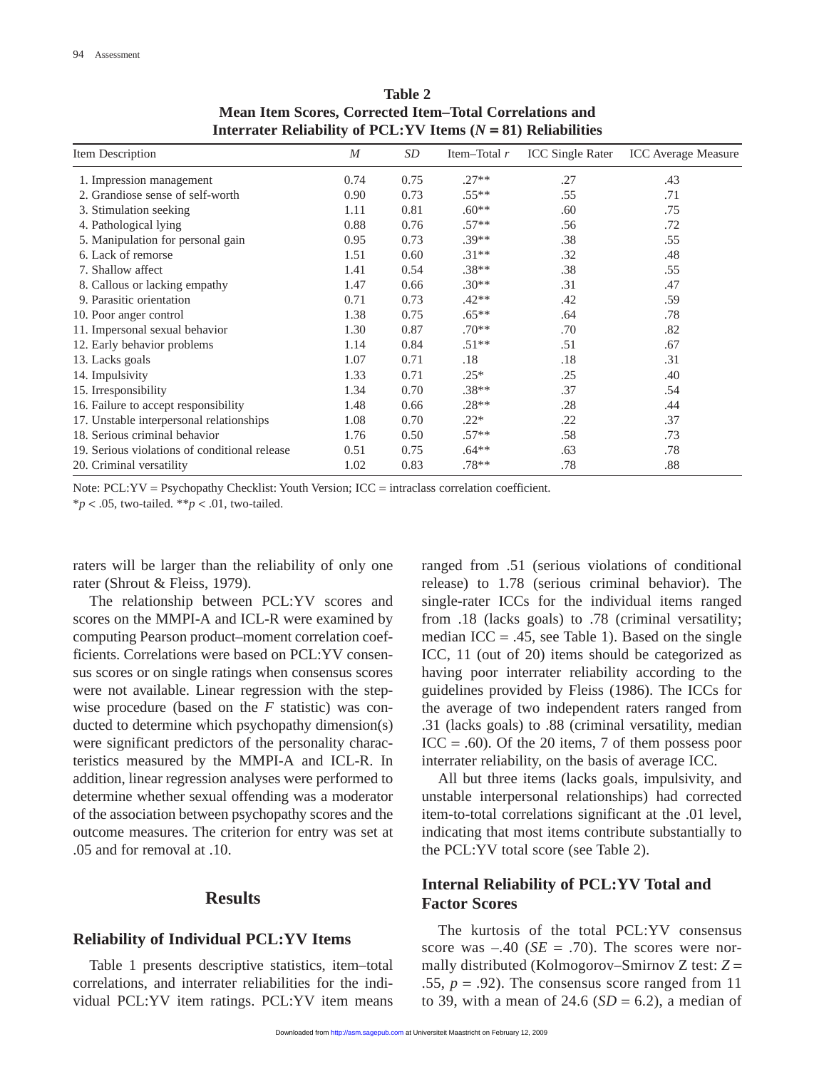**Table 2**
**Mean Item Scores, Corrected Item–Total Correlations and Interrater Reliability of PCL:YV Items ($N$ = 81) Reliabilities**

| Item Description | *M* | *SD* | Item–Total *r* | ICC Single Rater | ICC Average Measure |
|---|---|---|---|---|---|
| 1. Impression management | 0.74 | 0.75 | .27** | .27 | .43 |
| 2. Grandiose sense of self-worth | 0.90 | 0.73 | .55** | .55 | .71 |
| 3. Stimulation seeking | 1.11 | 0.81 | .60** | .60 | .75 |
| 4. Pathological lying | 0.88 | 0.76 | .57** | .56 | .72 |
| 5. Manipulation for personal gain | 0.95 | 0.73 | .39** | .38 | .55 |
| 6. Lack of remorse | 1.51 | 0.60 | .31** | .32 | .48 |
| 7. Shallow affect | 1.41 | 0.54 | .38** | .38 | .55 |
| 8. Callous or lacking empathy | 1.47 | 0.66 | .30** | .31 | .47 |
| 9. Parasitic orientation | 0.71 | 0.73 | .42** | .42 | .59 |
| 10. Poor anger control | 1.38 | 0.75 | .65** | .64 | .78 |
| 11. Impersonal sexual behavior | 1.30 | 0.87 | .70** | .70 | .82 |
| 12. Early behavior problems | 1.14 | 0.84 | .51** | .51 | .67 |
| 13. Lacks goals | 1.07 | 0.71 | .18 | .18 | .31 |
| 14. Impulsivity | 1.33 | 0.71 | .25* | .25 | .40 |
| 15. Irresponsibility | 1.34 | 0.70 | .38** | .37 | .54 |
| 16. Failure to accept responsibility | 1.48 | 0.66 | .28** | .28 | .44 |
| 17. Unstable interpersonal relationships | 1.08 | 0.70 | .22* | .22 | .37 |
| 18. Serious criminal behavior | 1.76 | 0.50 | .57** | .58 | .73 |
| 19. Serious violations of conditional release | 0.51 | 0.75 | .64** | .63 | .78 |
| 20. Criminal versatility | 1.02 | 0.83 | .78** | .78 | .88 |

Note: PCL:YV = Psychopathy Checklist: Youth Version; ICC = intraclass correlation coefficient.
*$p$ < .05, two-tailed. **$p$ < .01, two-tailed.

raters will be larger than the reliability of only one rater (Shrout & Fleiss, 1979).

The relationship between PCL:YV scores and scores on the MMPI-A and ICL-R were examined by computing Pearson product–moment correlation coefficients. Correlations were based on PCL:YV consensus scores or on single ratings when consensus scores were not available. Linear regression with the stepwise procedure (based on the $F$ statistic) was conducted to determine which psychopathy dimension(s) were significant predictors of the personality characteristics measured by the MMPI-A and ICL-R. In addition, linear regression analyses were performed to determine whether sexual offending was a moderator of the association between psychopathy scores and the outcome measures. The criterion for entry was set at .05 and for removal at .10.

## Results

### Reliability of Individual PCL:YV Items

Table 1 presents descriptive statistics, item–total correlations, and interrater reliabilities for the individual PCL:YV item ratings. PCL:YV item means ranged from .51 (serious violations of conditional release) to 1.78 (serious criminal behavior). The single-rater ICCs for the individual items ranged from .18 (lacks goals) to .78 (criminal versatility; median ICC = .45, see Table 1). Based on the single ICC, 11 (out of 20) items should be categorized as having poor interrater reliability according to the guidelines provided by Fleiss (1986). The ICCs for the average of two independent raters ranged from .31 (lacks goals) to .88 (criminal versatility, median ICC = .60). Of the 20 items, 7 of them possess poor interrater reliability, on the basis of average ICC.

All but three items (lacks goals, impulsivity, and unstable interpersonal relationships) had corrected item-to-total correlations significant at the .01 level, indicating that most items contribute substantially to the PCL:YV total score (see Table 2).

### Internal Reliability of PCL:YV Total and Factor Scores

The kurtosis of the total PCL:YV consensus score was –.40 ($SE$ = .70). The scores were normally distributed (Kolmogorov–Smirnov Z test: $Z$ = .55, $p$ = .92). The consensus score ranged from 11 to 39, with a mean of 24.6 ($SD$ = 6.2), a median of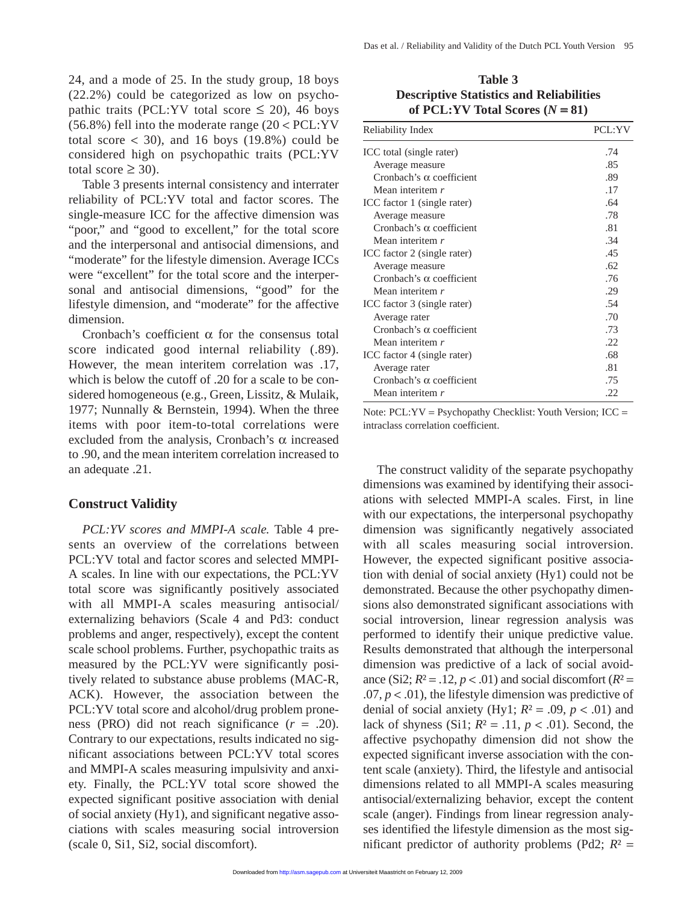24, and a mode of 25. In the study group, 18 boys (22.2%) could be categorized as low on psychopathic traits (PCL:YV total score ≤ 20), 46 boys (56.8%) fell into the moderate range (20 < PCL:YV total score < 30), and 16 boys (19.8%) could be considered high on psychopathic traits (PCL:YV total score ≥ 30).

Table 3 presents internal consistency and interrater reliability of PCL:YV total and factor scores. The single-measure ICC for the affective dimension was "poor," and "good to excellent," for the total score and the interpersonal and antisocial dimensions, and "moderate" for the lifestyle dimension. Average ICCs were "excellent" for the total score and the interpersonal and antisocial dimensions, "good" for the lifestyle dimension, and "moderate" for the affective dimension.

Cronbach's coefficient α for the consensus total score indicated good internal reliability (.89). However, the mean interitem correlation was .17, which is below the cutoff of .20 for a scale to be considered homogeneous (e.g., Green, Lissitz, & Mulaik, 1977; Nunnally & Bernstein, 1994). When the three items with poor item-to-total correlations were excluded from the analysis, Cronbach's α increased to .90, and the mean interitem correlation increased to an adequate .21.

**Table 3**
**Descriptive Statistics and Reliabilities of PCL:YV Total Scores ($N = 81$)**

| Reliability Index | PCL:YV |
|---|---|
| ICC total (single rater) | .74 |
| Average measure | .85 |
| Cronbach's α coefficient | .89 |
| Mean interitem *r* | .17 |
| ICC factor 1 (single rater) | .64 |
| Average measure | .78 |
| Cronbach's α coefficient | .81 |
| Mean interitem *r* | .34 |
| ICC factor 2 (single rater) | .45 |
| Average measure | .62 |
| Cronbach's α coefficient | .76 |
| Mean interitem *r* | .29 |
| ICC factor 3 (single rater) | .54 |
| Average rater | .70 |
| Cronbach's α coefficient | .73 |
| Mean interitem *r* | .22 |
| ICC factor 4 (single rater) | .68 |
| Average rater | .81 |
| Cronbach's α coefficient | .75 |
| Mean interitem *r* | .22 |

Note: PCL:YV = Psychopathy Checklist: Youth Version; ICC = intraclass correlation coefficient.

## Construct Validity

*PCL:YV scores and MMPI-A scale.* Table 4 presents an overview of the correlations between PCL:YV total and factor scores and selected MMPI-A scales. In line with our expectations, the PCL:YV total score was significantly positively associated with all MMPI-A scales measuring antisocial/externalizing behaviors (Scale 4 and Pd3: conduct problems and anger, respectively), except the content scale school problems. Further, psychopathic traits as measured by the PCL:YV were significantly positively related to substance abuse problems (MAC-R, ACK). However, the association between the PCL:YV total score and alcohol/drug problem proneness (PRO) did not reach significance ($r$ = .20). Contrary to our expectations, results indicated no significant associations between PCL:YV total scores and MMPI-A scales measuring impulsivity and anxiety. Finally, the PCL:YV total score showed the expected significant positive association with denial of social anxiety (Hy1), and significant negative associations with scales measuring social introversion (scale 0, Si1, Si2, social discomfort).

The construct validity of the separate psychopathy dimensions was examined by identifying their associations with selected MMPI-A scales. First, in line with our expectations, the interpersonal psychopathy dimension was significantly negatively associated with all scales measuring social introversion. However, the expected significant positive association with denial of social anxiety (Hy1) could not be demonstrated. Because the other psychopathy dimensions also demonstrated significant associations with social introversion, linear regression analysis was performed to identify their unique predictive value. Results demonstrated that although the interpersonal dimension was predictive of a lack of social avoidance (Si2; $R^2 = .12$, $p < .01$) and social discomfort ($R^2 = .07$, $p < .01$), the lifestyle dimension was predictive of denial of social anxiety (Hy1; $R^2 = .09$, $p < .01$) and lack of shyness (Si1; $R^2 = .11$, $p < .01$). Second, the affective psychopathy dimension did not show the expected significant inverse association with the content scale (anxiety). Third, the lifestyle and antisocial dimensions related to all MMPI-A scales measuring antisocial/externalizing behavior, except the content scale (anger). Findings from linear regression analyses identified the lifestyle dimension as the most significant predictor of authority problems (Pd2; $R^2$ =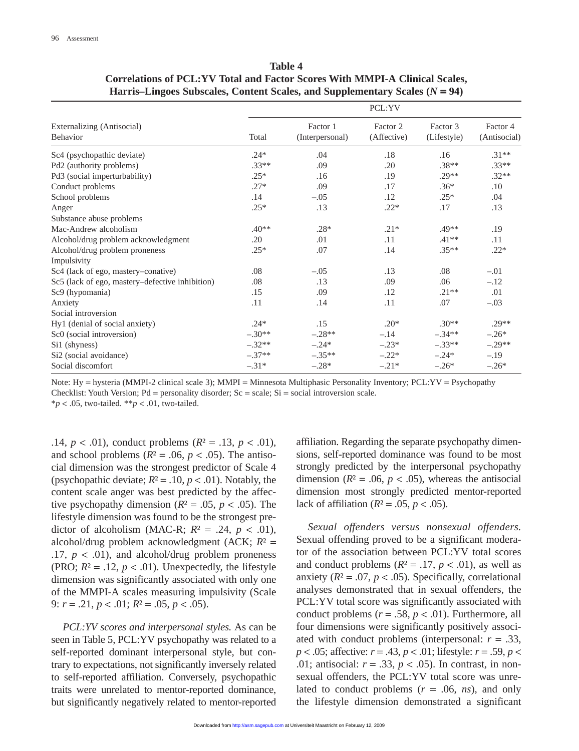**Table 4**
**Correlations of PCL:YV Total and Factor Scores With MMPI-A Clinical Scales, Harris–Lingoes Subscales, Content Scales, and Supplementary Scales ($N = 94$)**

| Externalizing (Antisocial) Behavior | PCL:YV Total | Factor 1 (Interpersonal) | Factor 2 (Affective) | Factor 3 (Lifestyle) | Factor 4 (Antisocial) |
|---|---|---|---|---|---|
| Sc4 (psychopathic deviate) | .24* | .04 | .18 | .16 | .31** |
| Pd2 (authority problems) | .33** | .09 | .20 | .38** | .33** |
| Pd3 (social imperturbability) | .25* | .16 | .19 | .29** | .32** |
| Conduct problems | .27* | .09 | .17 | .36* | .10 |
| School problems | .14 | –.05 | .12 | .25* | .04 |
| Anger | .25* | .13 | .22* | .17 | .13 |
| Substance abuse problems | | | | | |
| Mac-Andrew alcoholism | .40** | .28* | .21* | .49** | .19 |
| Alcohol/drug problem acknowledgment | .20 | .01 | .11 | .41** | .11 |
| Alcohol/drug problem proneness | .25* | .07 | .14 | .35** | .22* |
| Impulsivity | | | | | |
| Sc4 (lack of ego, mastery–conative) | .08 | –.05 | .13 | .08 | –.01 |
| Sc5 (lack of ego, mastery–defective inhibition) | .08 | .13 | .09 | .06 | –.12 |
| Sc9 (hypomania) | .15 | .09 | .12 | .21** | .01 |
| Anxiety | .11 | .14 | .11 | .07 | –.03 |
| Social introversion | | | | | |
| Hy1 (denial of social anxiety) | .24* | .15 | .20* | .30** | .29** |
| Sc0 (social introversion) | –.30** | –.28** | –.14 | –.34** | –.26* |
| Si1 (shyness) | –.32** | –.24* | –.23* | –.33** | –.29** |
| Si2 (social avoidance) | –.37** | –.35** | –.22* | –.24* | –.19 |
| Social discomfort | –.31* | –.28* | –.21* | –.26* | –.26* |

Note: Hy = hysteria (MMPI-2 clinical scale 3); MMPI = Minnesota Multiphasic Personality Inventory; PCL:YV = Psychopathy Checklist: Youth Version; Pd = personality disorder; Sc = scale; Si = social introversion scale.
*$p < .05$, two-tailed. **$p < .01$, two-tailed.

.14, $p < .01$), conduct problems ($R^2 = .13$, $p < .01$), and school problems ($R^2 = .06$, $p < .05$). The antisocial dimension was the strongest predictor of Scale 4 (psychopathic deviate; $R^2 = .10$, $p < .01$). Notably, the content scale anger was best predicted by the affective psychopathy dimension ($R^2 = .05$, $p < .05$). The lifestyle dimension was found to be the strongest predictor of alcoholism (MAC-R; $R^2 = .24$, $p < .01$), alcohol/drug problem acknowledgment (ACK; $R^2 = .17$, $p < .01$), and alcohol/drug problem proneness (PRO; $R^2 = .12$, $p < .01$). Unexpectedly, the lifestyle dimension was significantly associated with only one of the MMPI-A scales measuring impulsivity (Scale 9: $r = .21$, $p < .01$; $R^2 = .05$, $p < .05$).

*PCL:YV scores and interpersonal styles.* As can be seen in Table 5, PCL:YV psychopathy was related to a self-reported dominant interpersonal style, but contrary to expectations, not significantly inversely related to self-reported affiliation. Conversely, psychopathic traits were unrelated to mentor-reported dominance, but significantly negatively related to mentor-reported affiliation. Regarding the separate psychopathy dimensions, self-reported dominance was found to be most strongly predicted by the interpersonal psychopathy dimension ($R^2 = .06$, $p < .05$), whereas the antisocial dimension most strongly predicted mentor-reported lack of affiliation ($R^2 = .05$, $p < .05$).

*Sexual offenders versus nonsexual offenders.* Sexual offending proved to be a significant moderator of the association between PCL:YV total scores and conduct problems ($R^2 = .17$, $p < .01$), as well as anxiety ($R^2 = .07$, $p < .05$). Specifically, correlational analyses demonstrated that in sexual offenders, the PCL:YV total score was significantly associated with conduct problems ($r = .58$, $p < .01$). Furthermore, all four dimensions were significantly positively associated with conduct problems (interpersonal: $r = .33$, $p < .05$; affective: $r = .43$, $p < .01$; lifestyle: $r = .59$, $p < .01$; antisocial: $r = .33$, $p < .05$). In contrast, in nonsexual offenders, the PCL:YV total score was unrelated to conduct problems ($r = .06$, *ns*), and only the lifestyle dimension demonstrated a significant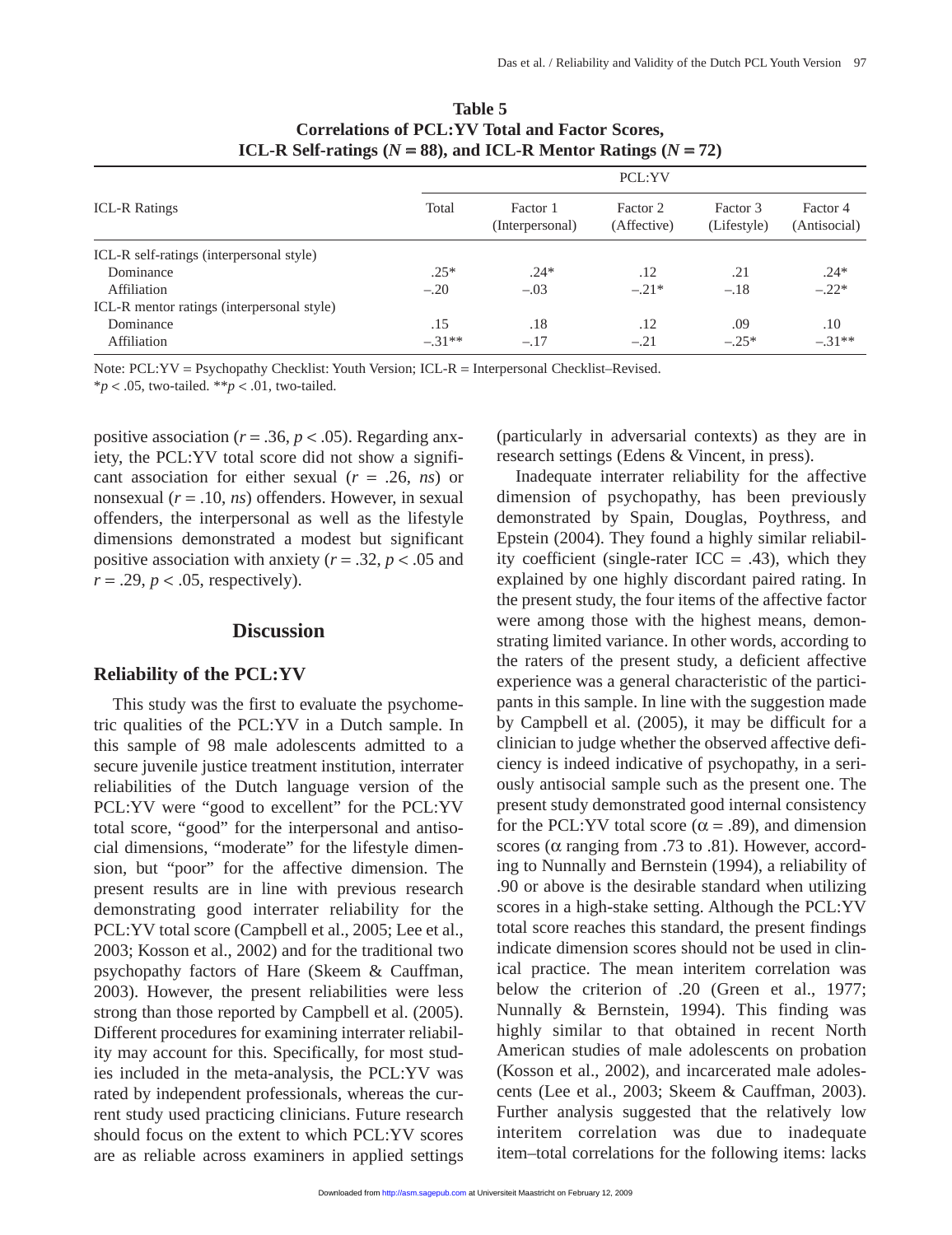**Table 5**
**Correlations of PCL:YV Total and Factor Scores, ICL-R Self-ratings ($N$ = 88), and ICL-R Mentor Ratings ($N$ = 72)**

| ICL-R Ratings | PCL:YV | | | | |
|---|---|---|---|---|---|
| | Total | Factor 1 (Interpersonal) | Factor 2 (Affective) | Factor 3 (Lifestyle) | Factor 4 (Antisocial) |
| ICL-R self-ratings (interpersonal style) | | | | | |
| Dominance | .25* | .24* | .12 | .21 | .24* |
| Affiliation | –.20 | –.03 | –.21* | –.18 | –.22* |
| ICL-R mentor ratings (interpersonal style) | | | | | |
| Dominance | .15 | .18 | .12 | .09 | .10 |
| Affiliation | –.31** | –.17 | –.21 | –.25* | –.31** |

Note: PCL:YV = Psychopathy Checklist: Youth Version; ICL-R = Interpersonal Checklist–Revised.
*$p < .05$, two-tailed. **$p < .01$, two-tailed.

positive association ($r = .36$, $p < .05$). Regarding anxiety, the PCL:YV total score did not show a significant association for either sexual ($r$ = .26, *ns*) or nonsexual ($r = .10$, *ns*) offenders. However, in sexual offenders, the interpersonal as well as the lifestyle dimensions demonstrated a modest but significant positive association with anxiety ($r = .32$, $p < .05$ and $r = .29$, $p < .05$, respectively).

## Discussion

### Reliability of the PCL:YV

This study was the first to evaluate the psychometric qualities of the PCL:YV in a Dutch sample. In this sample of 98 male adolescents admitted to a secure juvenile justice treatment institution, interrater reliabilities of the Dutch language version of the PCL:YV were "good to excellent" for the PCL:YV total score, "good" for the interpersonal and antisocial dimensions, "moderate" for the lifestyle dimension, but "poor" for the affective dimension. The present results are in line with previous research demonstrating good interrater reliability for the PCL:YV total score (Campbell et al., 2005; Lee et al., 2003; Kosson et al., 2002) and for the traditional two psychopathy factors of Hare (Skeem & Cauffman, 2003). However, the present reliabilities were less strong than those reported by Campbell et al. (2005). Different procedures for examining interrater reliability may account for this. Specifically, for most studies included in the meta-analysis, the PCL:YV was rated by independent professionals, whereas the current study used practicing clinicians. Future research should focus on the extent to which PCL:YV scores are as reliable across examiners in applied settings (particularly in adversarial contexts) as they are in research settings (Edens & Vincent, in press).

Inadequate interrater reliability for the affective dimension of psychopathy, has been previously demonstrated by Spain, Douglas, Poythress, and Epstein (2004). They found a highly similar reliability coefficient (single-rater ICC = .43), which they explained by one highly discordant paired rating. In the present study, the four items of the affective factor were among those with the highest means, demonstrating limited variance. In other words, according to the raters of the present study, a deficient affective experience was a general characteristic of the participants in this sample. In line with the suggestion made by Campbell et al. (2005), it may be difficult for a clinician to judge whether the observed affective deficiency is indeed indicative of psychopathy, in a seriously antisocial sample such as the present one. The present study demonstrated good internal consistency for the PCL:YV total score ($\alpha = .89$), and dimension scores ($\alpha$ ranging from .73 to .81). However, according to Nunnally and Bernstein (1994), a reliability of .90 or above is the desirable standard when utilizing scores in a high-stake setting. Although the PCL:YV total score reaches this standard, the present findings indicate dimension scores should not be used in clinical practice. The mean interitem correlation was below the criterion of .20 (Green et al., 1977; Nunnally & Bernstein, 1994). This finding was highly similar to that obtained in recent North American studies of male adolescents on probation (Kosson et al., 2002), and incarcerated male adolescents (Lee et al., 2003; Skeem & Cauffman, 2003). Further analysis suggested that the relatively low interitem correlation was due to inadequate item–total correlations for the following items: lacks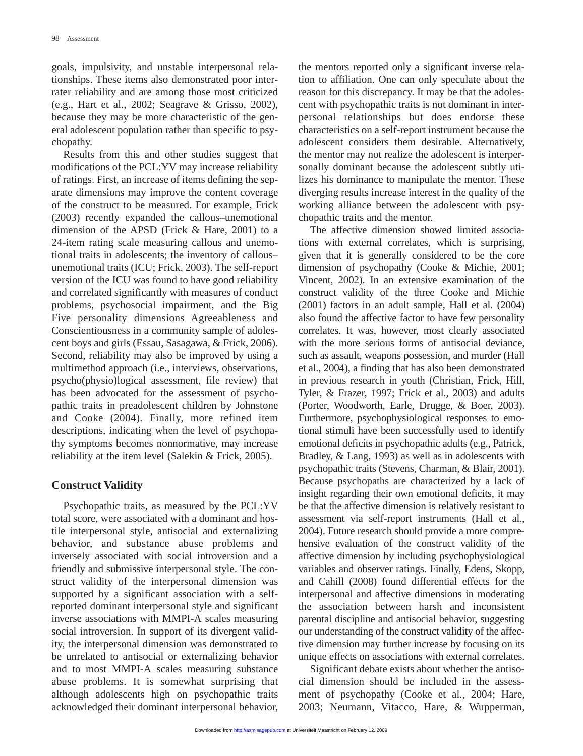goals, impulsivity, and unstable interpersonal relationships. These items also demonstrated poor interrater reliability and are among those most criticized (e.g., Hart et al., 2002; Seagrave & Grisso, 2002), because they may be more characteristic of the general adolescent population rather than specific to psychopathy.

Results from this and other studies suggest that modifications of the PCL:YV may increase reliability of ratings. First, an increase of items defining the separate dimensions may improve the content coverage of the construct to be measured. For example, Frick (2003) recently expanded the callous–unemotional dimension of the APSD (Frick & Hare, 2001) to a 24-item rating scale measuring callous and unemotional traits in adolescents; the inventory of callous–unemotional traits (ICU; Frick, 2003). The self-report version of the ICU was found to have good reliability and correlated significantly with measures of conduct problems, psychosocial impairment, and the Big Five personality dimensions Agreeableness and Conscientiousness in a community sample of adolescent boys and girls (Essau, Sasagawa, & Frick, 2006). Second, reliability may also be improved by using a multimethod approach (i.e., interviews, observations, psycho(physio)logical assessment, file review) that has been advocated for the assessment of psychopathic traits in preadolescent children by Johnstone and Cooke (2004). Finally, more refined item descriptions, indicating when the level of psychopathy symptoms becomes nonnormative, may increase reliability at the item level (Salekin & Frick, 2005).

## Construct Validity

Psychopathic traits, as measured by the PCL:YV total score, were associated with a dominant and hostile interpersonal style, antisocial and externalizing behavior, and substance abuse problems and inversely associated with social introversion and a friendly and submissive interpersonal style. The construct validity of the interpersonal dimension was supported by a significant association with a self-reported dominant interpersonal style and significant inverse associations with MMPI-A scales measuring social introversion. In support of its divergent validity, the interpersonal dimension was demonstrated to be unrelated to antisocial or externalizing behavior and to most MMPI-A scales measuring substance abuse problems. It is somewhat surprising that although adolescents high on psychopathic traits acknowledged their dominant interpersonal behavior, the mentors reported only a significant inverse relation to affiliation. One can only speculate about the reason for this discrepancy. It may be that the adolescent with psychopathic traits is not dominant in interpersonal relationships but does endorse these characteristics on a self-report instrument because the adolescent considers them desirable. Alternatively, the mentor may not realize the adolescent is interpersonally dominant because the adolescent subtly utilizes his dominance to manipulate the mentor. These diverging results increase interest in the quality of the working alliance between the adolescent with psychopathic traits and the mentor.

The affective dimension showed limited associations with external correlates, which is surprising, given that it is generally considered to be the core dimension of psychopathy (Cooke & Michie, 2001; Vincent, 2002). In an extensive examination of the construct validity of the three Cooke and Michie (2001) factors in an adult sample, Hall et al. (2004) also found the affective factor to have few personality correlates. It was, however, most clearly associated with the more serious forms of antisocial deviance, such as assault, weapons possession, and murder (Hall et al., 2004), a finding that has also been demonstrated in previous research in youth (Christian, Frick, Hill, Tyler, & Frazer, 1997; Frick et al., 2003) and adults (Porter, Woodworth, Earle, Drugge, & Boer, 2003). Furthermore, psychophysiological responses to emotional stimuli have been successfully used to identify emotional deficits in psychopathic adults (e.g., Patrick, Bradley, & Lang, 1993) as well as in adolescents with psychopathic traits (Stevens, Charman, & Blair, 2001). Because psychopaths are characterized by a lack of insight regarding their own emotional deficits, it may be that the affective dimension is relatively resistant to assessment via self-report instruments (Hall et al., 2004). Future research should provide a more comprehensive evaluation of the construct validity of the affective dimension by including psychophysiological variables and observer ratings. Finally, Edens, Skopp, and Cahill (2008) found differential effects for the interpersonal and affective dimensions in moderating the association between harsh and inconsistent parental discipline and antisocial behavior, suggesting our understanding of the construct validity of the affective dimension may further increase by focusing on its unique effects on associations with external correlates.

Significant debate exists about whether the antisocial dimension should be included in the assessment of psychopathy (Cooke et al., 2004; Hare, 2003; Neumann, Vitacco, Hare, & Wupperman,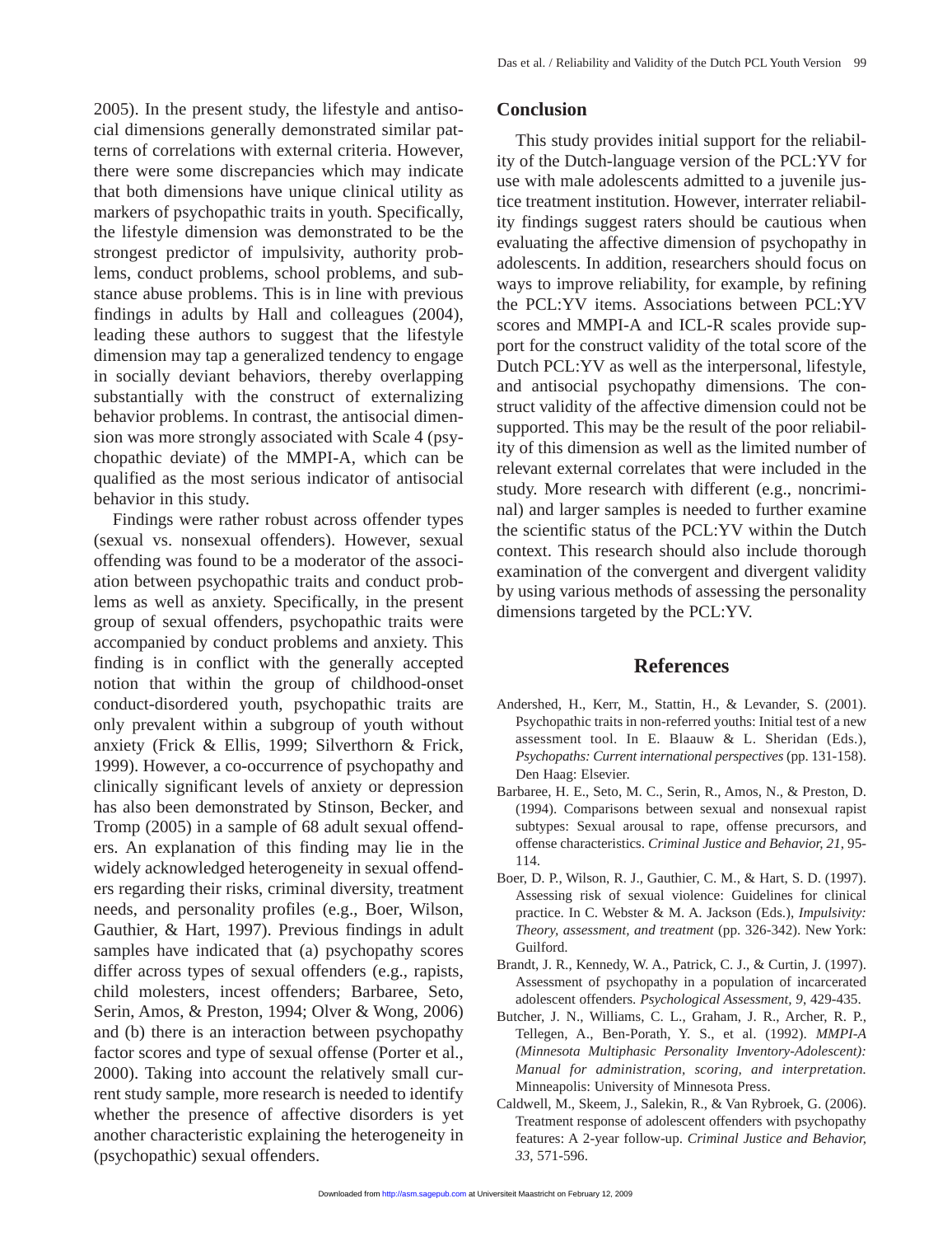2005). In the present study, the lifestyle and antisocial dimensions generally demonstrated similar patterns of correlations with external criteria. However, there were some discrepancies which may indicate that both dimensions have unique clinical utility as markers of psychopathic traits in youth. Specifically, the lifestyle dimension was demonstrated to be the strongest predictor of impulsivity, authority problems, conduct problems, school problems, and substance abuse problems. This is in line with previous findings in adults by Hall and colleagues (2004), leading these authors to suggest that the lifestyle dimension may tap a generalized tendency to engage in socially deviant behaviors, thereby overlapping substantially with the construct of externalizing behavior problems. In contrast, the antisocial dimension was more strongly associated with Scale 4 (psychopathic deviate) of the MMPI-A, which can be qualified as the most serious indicator of antisocial behavior in this study.

Findings were rather robust across offender types (sexual vs. nonsexual offenders). However, sexual offending was found to be a moderator of the association between psychopathic traits and conduct problems as well as anxiety. Specifically, in the present group of sexual offenders, psychopathic traits were accompanied by conduct problems and anxiety. This finding is in conflict with the generally accepted notion that within the group of childhood-onset conduct-disordered youth, psychopathic traits are only prevalent within a subgroup of youth without anxiety (Frick & Ellis, 1999; Silverthorn & Frick, 1999). However, a co-occurrence of psychopathy and clinically significant levels of anxiety or depression has also been demonstrated by Stinson, Becker, and Tromp (2005) in a sample of 68 adult sexual offenders. An explanation of this finding may lie in the widely acknowledged heterogeneity in sexual offenders regarding their risks, criminal diversity, treatment needs, and personality profiles (e.g., Boer, Wilson, Gauthier, & Hart, 1997). Previous findings in adult samples have indicated that (a) psychopathy scores differ across types of sexual offenders (e.g., rapists, child molesters, incest offenders; Barbaree, Seto, Serin, Amos, & Preston, 1994; Olver & Wong, 2006) and (b) there is an interaction between psychopathy factor scores and type of sexual offense (Porter et al., 2000). Taking into account the relatively small current study sample, more research is needed to identify whether the presence of affective disorders is yet another characteristic explaining the heterogeneity in (psychopathic) sexual offenders.

## Conclusion

This study provides initial support for the reliability of the Dutch-language version of the PCL:YV for use with male adolescents admitted to a juvenile justice treatment institution. However, interrater reliability findings suggest raters should be cautious when evaluating the affective dimension of psychopathy in adolescents. In addition, researchers should focus on ways to improve reliability, for example, by refining the PCL:YV items. Associations between PCL:YV scores and MMPI-A and ICL-R scales provide support for the construct validity of the total score of the Dutch PCL:YV as well as the interpersonal, lifestyle, and antisocial psychopathy dimensions. The construct validity of the affective dimension could not be supported. This may be the result of the poor reliability of this dimension as well as the limited number of relevant external correlates that were included in the study. More research with different (e.g., noncriminal) and larger samples is needed to further examine the scientific status of the PCL:YV within the Dutch context. This research should also include thorough examination of the convergent and divergent validity by using various methods of assessing the personality dimensions targeted by the PCL:YV.

## References

Andershed, H., Kerr, M., Stattin, H., & Levander, S. (2001). Psychopathic traits in non-referred youths: Initial test of a new assessment tool. In E. Blaauw & L. Sheridan (Eds.), *Psychopaths: Current international perspectives* (pp. 131-158). Den Haag: Elsevier.

Barbaree, H. E., Seto, M. C., Serin, R., Amos, N., & Preston, D. (1994). Comparisons between sexual and nonsexual rapist subtypes: Sexual arousal to rape, offense precursors, and offense characteristics. *Criminal Justice and Behavior, 21*, 95-114.

Boer, D. P., Wilson, R. J., Gauthier, C. M., & Hart, S. D. (1997). Assessing risk of sexual violence: Guidelines for clinical practice. In C. Webster & M. A. Jackson (Eds.), *Impulsivity: Theory, assessment, and treatment* (pp. 326-342). New York: Guilford.

Brandt, J. R., Kennedy, W. A., Patrick, C. J., & Curtin, J. (1997). Assessment of psychopathy in a population of incarcerated adolescent offenders. *Psychological Assessment, 9*, 429-435.

Butcher, J. N., Williams, C. L., Graham, J. R., Archer, R. P., Tellegen, A., Ben-Porath, Y. S., et al. (1992). *MMPI-A (Minnesota Multiphasic Personality Inventory-Adolescent): Manual for administration, scoring, and interpretation.* Minneapolis: University of Minnesota Press.

Caldwell, M., Skeem, J., Salekin, R., & Van Rybroek, G. (2006). Treatment response of adolescent offenders with psychopathy features: A 2-year follow-up. *Criminal Justice and Behavior, 33*, 571-596.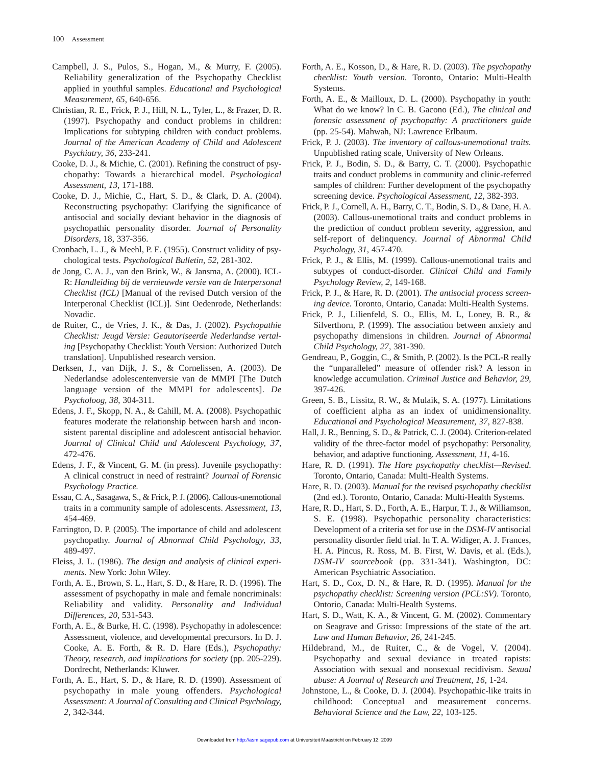Campbell, J. S., Pulos, S., Hogan, M., & Murry, F. (2005). Reliability generalization of the Psychopathy Checklist applied in youthful samples. *Educational and Psychological Measurement, 65*, 640-656.

Christian, R. E., Frick, P. J., Hill, N. L., Tyler, L., & Frazer, D. R. (1997). Psychopathy and conduct problems in children: Implications for subtyping children with conduct problems. *Journal of the American Academy of Child and Adolescent Psychiatry, 36*, 233-241.

Cooke, D. J., & Michie, C. (2001). Refining the construct of psychopathy: Towards a hierarchical model. *Psychological Assessment, 13*, 171-188.

Cooke, D. J., Michie, C., Hart, S. D., & Clark, D. A. (2004). Reconstructing psychopathy: Clarifying the significance of antisocial and socially deviant behavior in the diagnosis of psychopathic personality disorder. *Journal of Personality Disorders*, 18, 337-356.

Cronbach, L. J., & Meehl, P. E. (1955). Construct validity of psychological tests. *Psychological Bulletin, 52*, 281-302.

de Jong, C. A. J., van den Brink, W., & Jansma, A. (2000). ICL-R: *Handleiding bij de vernieuwde versie van de Interpersonal Checklist (ICL)* [Manual of the revised Dutch version of the Interperonal Checklist (ICL)]. Sint Oedenrode, Netherlands: Novadic.

de Ruiter, C., de Vries, J. K., & Das, J. (2002). *Psychopathie Checklist: Jeugd Versie: Geautoriseerde Nederlandse vertaling* [Psychopathy Checklist: Youth Version: Authorized Dutch translation]. Unpublished research version.

Derksen, J., van Dijk, J. S., & Cornelissen, A. (2003). De Nederlandse adolescentenversie van de MMPI [The Dutch language version of the MMPI for adolescents]. *De Psycholoog, 38*, 304-311.

Edens, J. F., Skopp, N. A., & Cahill, M. A. (2008). Psychopathic features moderate the relationship between harsh and inconsistent parental discipline and adolescent antisocial behavior. *Journal of Clinical Child and Adolescent Psychology, 37*, 472-476.

Edens, J. F., & Vincent, G. M. (in press). Juvenile psychopathy: A clinical construct in need of restraint? *Journal of Forensic Psychology Practice.*

Essau, C. A., Sasagawa, S., & Frick, P. J. (2006). Callous-unemotional traits in a community sample of adolescents. *Assessment, 13*, 454-469.

Farrington, D. P. (2005). The importance of child and adolescent psychopathy. *Journal of Abnormal Child Psychology, 33*, 489-497.

Fleiss, J. L. (1986). *The design and analysis of clinical experiments.* New York: John Wiley.

Forth, A. E., Brown, S. L., Hart, S. D., & Hare, R. D. (1996). The assessment of psychopathy in male and female noncriminals: Reliability and validity. *Personality and Individual Differences, 20*, 531-543.

Forth, A. E., & Burke, H. C. (1998). Psychopathy in adolescence: Assessment, violence, and developmental precursors. In D. J. Cooke, A. E. Forth, & R. D. Hare (Eds.), *Psychopathy: Theory, research, and implications for society* (pp. 205-229). Dordrecht, Netherlands: Kluwer.

Forth, A. E., Hart, S. D., & Hare, R. D. (1990). Assessment of psychopathy in male young offenders. *Psychological Assessment: A Journal of Consulting and Clinical Psychology, 2*, 342-344.

Forth, A. E., Kosson, D., & Hare, R. D. (2003). *The psychopathy checklist: Youth version.* Toronto, Ontario: Multi-Health Systems.

Forth, A. E., & Mailloux, D. L. (2000). Psychopathy in youth: What do we know? In C. B. Gacono (Ed.), *The clinical and forensic assessment of psychopathy: A practitioners guide* (pp. 25-54). Mahwah, NJ: Lawrence Erlbaum.

Frick, P. J. (2003). *The inventory of callous-unemotional traits.* Unpublished rating scale, University of New Orleans.

Frick, P. J., Bodin, S. D., & Barry, C. T. (2000). Psychopathic traits and conduct problems in community and clinic-referred samples of children: Further development of the psychopathy screening device. *Psychological Assessment, 12*, 382-393.

Frick, P. J., Cornell, A. H., Barry, C. T., Bodin, S. D., & Dane, H. A. (2003). Callous-unemotional traits and conduct problems in the prediction of conduct problem severity, aggression, and self-report of delinquency. *Journal of Abnormal Child Psychology, 31*, 457-470.

Frick, P. J., & Ellis, M. (1999). Callous-unemotional traits and subtypes of conduct-disorder. *Clinical Child and Family Psychology Review, 2*, 149-168.

Frick, P. J., & Hare, R. D. (2001). *The antisocial process screening device.* Toronto, Ontario, Canada: Multi-Health Systems.

Frick, P. J., Lilienfeld, S. O., Ellis, M. L, Loney, B. R., & Silverthorn, P. (1999). The association between anxiety and psychopathy dimensions in children. *Journal of Abnormal Child Psychology, 27*, 381-390.

Gendreau, P., Goggin, C., & Smith, P. (2002). Is the PCL-R really the "unparalleled" measure of offender risk? A lesson in knowledge accumulation. *Criminal Justice and Behavior, 29*, 397-426.

Green, S. B., Lissitz, R. W., & Mulaik, S. A. (1977). Limitations of coefficient alpha as an index of unidimensionality. *Educational and Psychological Measurement, 37*, 827-838.

Hall, J. R., Benning, S. D., & Patrick, C. J. (2004). Criterion-related validity of the three-factor model of psychopathy: Personality, behavior, and adaptive functioning. *Assessment, 11*, 4-16.

Hare, R. D. (1991). *The Hare psychopathy checklist—Revised.* Toronto, Ontario, Canada: Multi-Health Systems.

Hare, R. D. (2003). *Manual for the revised psychopathy checklist* (2nd ed.). Toronto, Ontario, Canada: Multi-Health Systems.

Hare, R. D., Hart, S. D., Forth, A. E., Harpur, T. J., & Williamson, S. E. (1998). Psychopathic personality characteristics: Development of a criteria set for use in the *DSM-IV* antisocial personality disorder field trial. In T. A. Widiger, A. J. Frances, H. A. Pincus, R. Ross, M. B. First, W. Davis, et al. (Eds.), *DSM-IV sourcebook* (pp. 331-341). Washington, DC: American Psychiatric Association.

Hart, S. D., Cox, D. N., & Hare, R. D. (1995). *Manual for the psychopathy checklist: Screening version (PCL:SV)*. Toronto, Ontorio, Canada: Multi-Health Systems.

Hart, S. D., Watt, K. A., & Vincent, G. M. (2002). Commentary on Seagrave and Grisso: Impressions of the state of the art. *Law and Human Behavior, 26*, 241-245.

Hildebrand, M., de Ruiter, C., & de Vogel, V. (2004). Psychopathy and sexual deviance in treated rapists: Association with sexual and nonsexual recidivism. *Sexual abuse: A Journal of Research and Treatment, 16*, 1-24.

Johnstone, L., & Cooke, D. J. (2004). Psychopathic-like traits in childhood: Conceptual and measurement concerns. *Behavioral Science and the Law, 22*, 103-125.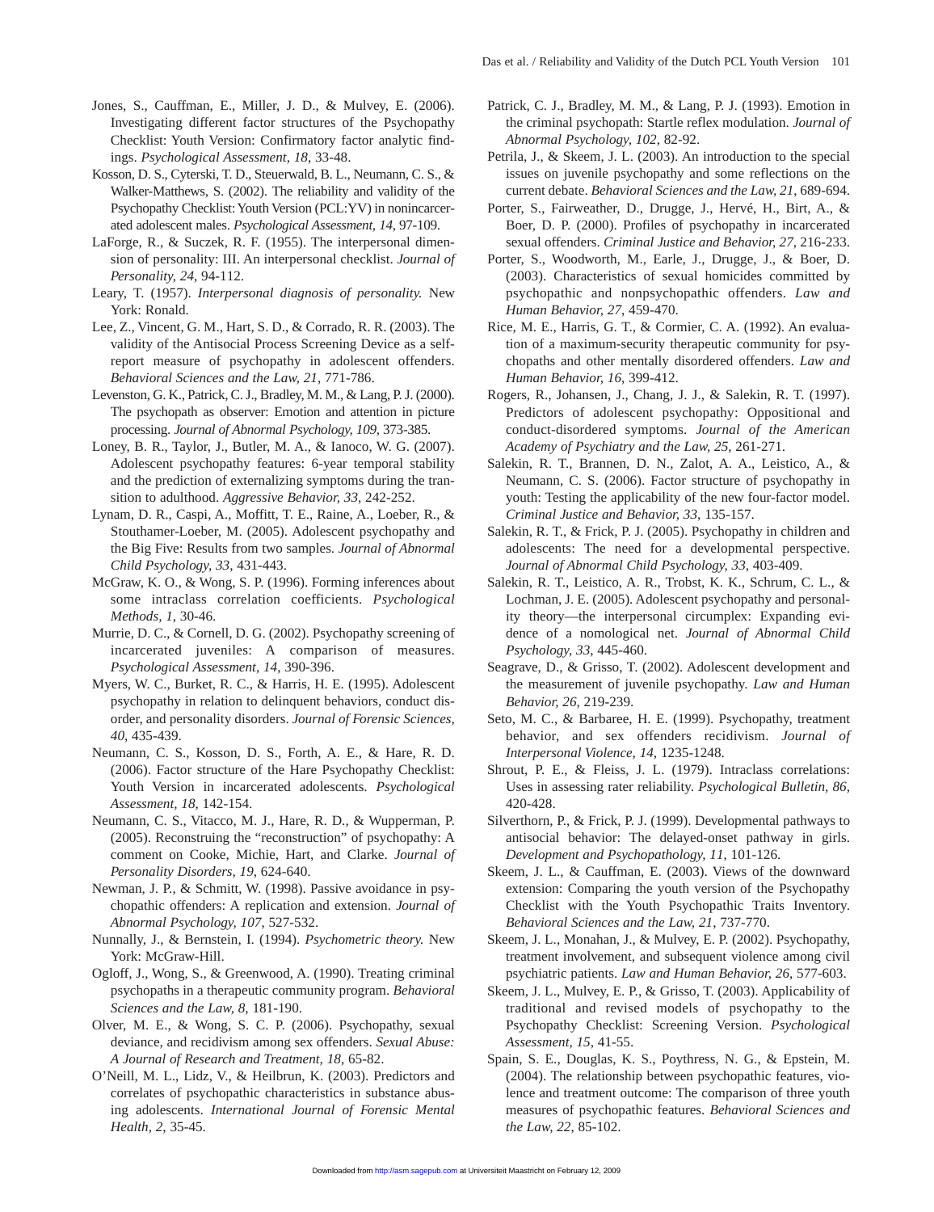Jones, S., Cauffman, E., Miller, J. D., & Mulvey, E. (2006). Investigating different factor structures of the Psychopathy Checklist: Youth Version: Confirmatory factor analytic findings. *Psychological Assessment, 18*, 33-48.

Kosson, D. S., Cyterski, T. D., Steuerwald, B. L., Neumann, C. S., & Walker-Matthews, S. (2002). The reliability and validity of the Psychopathy Checklist: Youth Version (PCL:YV) in nonincarcerated adolescent males. *Psychological Assessment, 14*, 97-109.

LaForge, R., & Suczek, R. F. (1955). The interpersonal dimension of personality: III. An interpersonal checklist. *Journal of Personality, 24*, 94-112.

Leary, T. (1957). *Interpersonal diagnosis of personality.* New York: Ronald.

Lee, Z., Vincent, G. M., Hart, S. D., & Corrado, R. R. (2003). The validity of the Antisocial Process Screening Device as a self-report measure of psychopathy in adolescent offenders. *Behavioral Sciences and the Law, 21*, 771-786.

Levenston, G. K., Patrick, C. J., Bradley, M. M., & Lang, P. J. (2000). The psychopath as observer: Emotion and attention in picture processing. *Journal of Abnormal Psychology, 109*, 373-385.

Loney, B. R., Taylor, J., Butler, M. A., & Ianoco, W. G. (2007). Adolescent psychopathy features: 6-year temporal stability and the prediction of externalizing symptoms during the transition to adulthood. *Aggressive Behavior, 33*, 242-252.

Lynam, D. R., Caspi, A., Moffitt, T. E., Raine, A., Loeber, R., & Stouthamer-Loeber, M. (2005). Adolescent psychopathy and the Big Five: Results from two samples. *Journal of Abnormal Child Psychology, 33*, 431-443.

McGraw, K. O., & Wong, S. P. (1996). Forming inferences about some intraclass correlation coefficients. *Psychological Methods, 1*, 30-46.

Murrie, D. C., & Cornell, D. G. (2002). Psychopathy screening of incarcerated juveniles: A comparison of measures. *Psychological Assessment, 14*, 390-396.

Myers, W. C., Burket, R. C., & Harris, H. E. (1995). Adolescent psychopathy in relation to delinquent behaviors, conduct disorder, and personality disorders. *Journal of Forensic Sciences, 40*, 435-439.

Neumann, C. S., Kosson, D. S., Forth, A. E., & Hare, R. D. (2006). Factor structure of the Hare Psychopathy Checklist: Youth Version in incarcerated adolescents. *Psychological Assessment, 18*, 142-154.

Neumann, C. S., Vitacco, M. J., Hare, R. D., & Wupperman, P. (2005). Reconstruing the "reconstruction" of psychopathy: A comment on Cooke, Michie, Hart, and Clarke. *Journal of Personality Disorders, 19*, 624-640.

Newman, J. P., & Schmitt, W. (1998). Passive avoidance in psychopathic offenders: A replication and extension. *Journal of Abnormal Psychology, 107*, 527-532.

Nunnally, J., & Bernstein, I. (1994). *Psychometric theory.* New York: McGraw-Hill.

Ogloff, J., Wong, S., & Greenwood, A. (1990). Treating criminal psychopaths in a therapeutic community program. *Behavioral Sciences and the Law, 8*, 181-190.

Olver, M. E., & Wong, S. C. P. (2006). Psychopathy, sexual deviance, and recidivism among sex offenders. *Sexual Abuse: A Journal of Research and Treatment, 18*, 65-82.

O'Neill, M. L., Lidz, V., & Heilbrun, K. (2003). Predictors and correlates of psychopathic characteristics in substance abusing adolescents. *International Journal of Forensic Mental Health, 2*, 35-45.

Patrick, C. J., Bradley, M. M., & Lang, P. J. (1993). Emotion in the criminal psychopath: Startle reflex modulation. *Journal of Abnormal Psychology, 102*, 82-92.

Petrila, J., & Skeem, J. L. (2003). An introduction to the special issues on juvenile psychopathy and some reflections on the current debate. *Behavioral Sciences and the Law, 21*, 689-694.

Porter, S., Fairweather, D., Drugge, J., Hervé, H., Birt, A., & Boer, D. P. (2000). Profiles of psychopathy in incarcerated sexual offenders. *Criminal Justice and Behavior, 27*, 216-233.

Porter, S., Woodworth, M., Earle, J., Drugge, J., & Boer, D. (2003). Characteristics of sexual homicides committed by psychopathic and nonpsychopathic offenders. *Law and Human Behavior, 27*, 459-470.

Rice, M. E., Harris, G. T., & Cormier, C. A. (1992). An evaluation of a maximum-security therapeutic community for psychopaths and other mentally disordered offenders. *Law and Human Behavior, 16*, 399-412.

Rogers, R., Johansen, J., Chang, J. J., & Salekin, R. T. (1997). Predictors of adolescent psychopathy: Oppositional and conduct-disordered symptoms. *Journal of the American Academy of Psychiatry and the Law, 25*, 261-271.

Salekin, R. T., Brannen, D. N., Zalot, A. A., Leistico, A., & Neumann, C. S. (2006). Factor structure of psychopathy in youth: Testing the applicability of the new four-factor model. *Criminal Justice and Behavior, 33*, 135-157.

Salekin, R. T., & Frick, P. J. (2005). Psychopathy in children and adolescents: The need for a developmental perspective. *Journal of Abnormal Child Psychology, 33*, 403-409.

Salekin, R. T., Leistico, A. R., Trobst, K. K., Schrum, C. L., & Lochman, J. E. (2005). Adolescent psychopathy and personality theory—the interpersonal circumplex: Expanding evidence of a nomological net. *Journal of Abnormal Child Psychology, 33*, 445-460.

Seagrave, D., & Grisso, T. (2002). Adolescent development and the measurement of juvenile psychopathy. *Law and Human Behavior, 26*, 219-239.

Seto, M. C., & Barbaree, H. E. (1999). Psychopathy, treatment behavior, and sex offenders recidivism. *Journal of Interpersonal Violence, 14*, 1235-1248.

Shrout, P. E., & Fleiss, J. L. (1979). Intraclass correlations: Uses in assessing rater reliability. *Psychological Bulletin, 86*, 420-428.

Silverthorn, P., & Frick, P. J. (1999). Developmental pathways to antisocial behavior: The delayed-onset pathway in girls. *Development and Psychopathology, 11*, 101-126.

Skeem, J. L., & Cauffman, E. (2003). Views of the downward extension: Comparing the youth version of the Psychopathy Checklist with the Youth Psychopathic Traits Inventory. *Behavioral Sciences and the Law, 21*, 737-770.

Skeem, J. L., Monahan, J., & Mulvey, E. P. (2002). Psychopathy, treatment involvement, and subsequent violence among civil psychiatric patients. *Law and Human Behavior, 26*, 577-603.

Skeem, J. L., Mulvey, E. P., & Grisso, T. (2003). Applicability of traditional and revised models of psychopathy to the Psychopathy Checklist: Screening Version. *Psychological Assessment, 15*, 41-55.

Spain, S. E., Douglas, K. S., Poythress, N. G., & Epstein, M. (2004). The relationship between psychopathic features, violence and treatment outcome: The comparison of three youth measures of psychopathic features. *Behavioral Sciences and the Law, 22*, 85-102.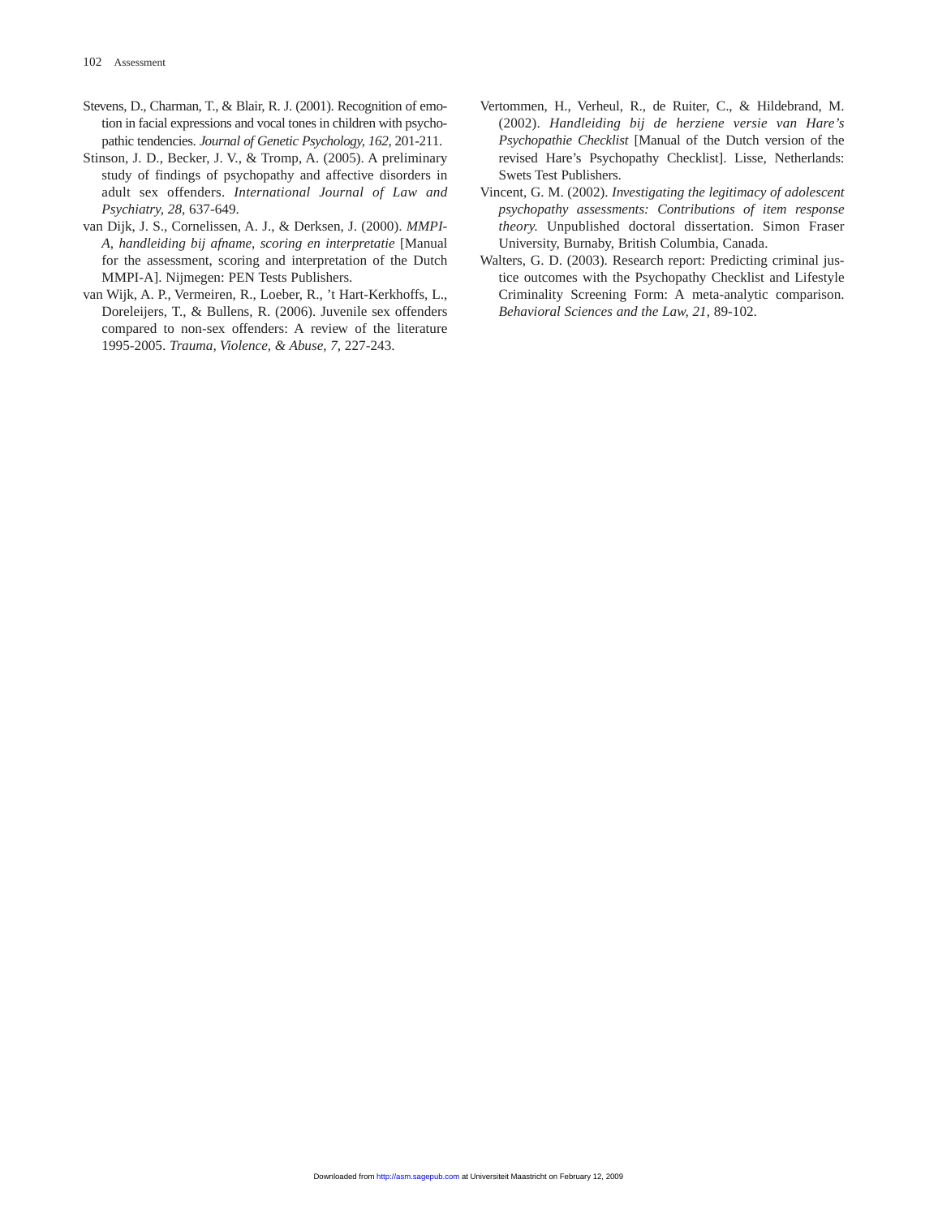Stevens, D., Charman, T., & Blair, R. J. (2001). Recognition of emotion in facial expressions and vocal tones in children with psychopathic tendencies. *Journal of Genetic Psychology, 162*, 201-211.

Stinson, J. D., Becker, J. V., & Tromp, A. (2005). A preliminary study of findings of psychopathy and affective disorders in adult sex offenders. *International Journal of Law and Psychiatry, 28*, 637-649.

van Dijk, J. S., Cornelissen, A. J., & Derksen, J. (2000). *MMPI-A, handleiding bij afname, scoring en interpretatie* [Manual for the assessment, scoring and interpretation of the Dutch MMPI-A]. Nijmegen: PEN Tests Publishers.

van Wijk, A. P., Vermeiren, R., Loeber, R., 't Hart-Kerkhoffs, L., Doreleijers, T., & Bullens, R. (2006). Juvenile sex offenders compared to non-sex offenders: A review of the literature 1995-2005. *Trauma, Violence, & Abuse, 7*, 227-243.

Vertommen, H., Verheul, R., de Ruiter, C., & Hildebrand, M. (2002). *Handleiding bij de herziene versie van Hare's Psychopathie Checklist* [Manual of the Dutch version of the revised Hare's Psychopathy Checklist]. Lisse, Netherlands: Swets Test Publishers.

Vincent, G. M. (2002). *Investigating the legitimacy of adolescent psychopathy assessments: Contributions of item response theory.* Unpublished doctoral dissertation. Simon Fraser University, Burnaby, British Columbia, Canada.

Walters, G. D. (2003). Research report: Predicting criminal justice outcomes with the Psychopathy Checklist and Lifestyle Criminality Screening Form: A meta-analytic comparison. *Behavioral Sciences and the Law, 21*, 89-102.